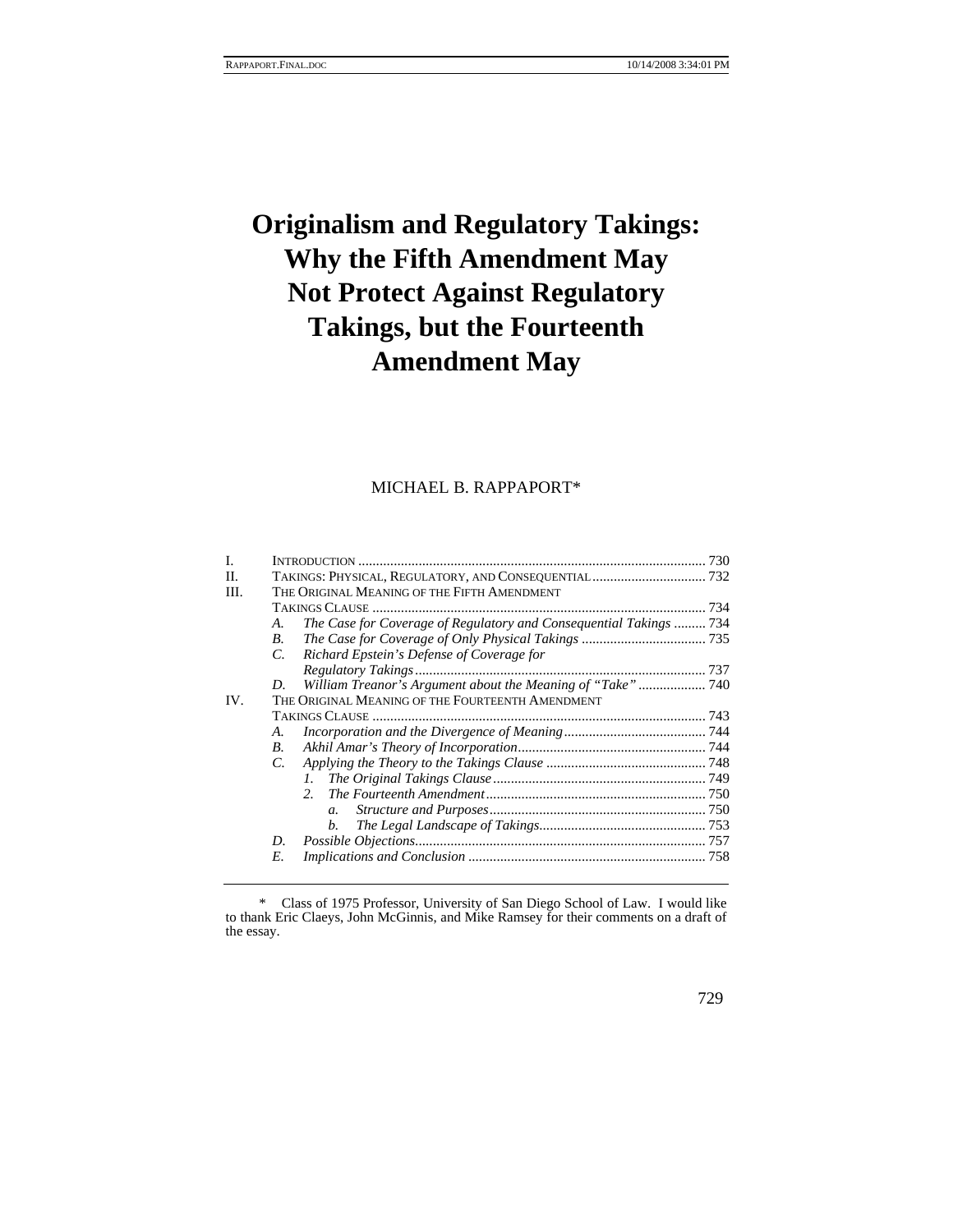# Originalism and Regulatory Takings: Why the Fifth Amendment May Not Protect Against Regulatory Takings, but the Fourteenth Amendment May

MICHAEL B. RAPPAPORT*

| | | | |
|---|---|---|---|
| I. | INTRODUCTION | | 730 |
| II. | TAKINGS: PHYSICAL, REGULATORY, AND CONSEQUENTIAL | | 732 |
| III. | THE ORIGINAL MEANING OF THE FIFTH AMENDMENT TAKINGS CLAUSE | | 734 |
| | A. | *The Case for Coverage of Regulatory and Consequential Takings* | 734 |
| | B. | *The Case for Coverage of Only Physical Takings* | 735 |
| | C. | *Richard Epstein's Defense of Coverage for Regulatory Takings* | 737 |
| | D. | *William Treanor's Argument about the Meaning of "Take"* | 740 |
| IV. | THE ORIGINAL MEANING OF THE FOURTEENTH AMENDMENT TAKINGS CLAUSE | | 743 |
| | A. | *Incorporation and the Divergence of Meaning* | 744 |
| | B. | *Akhil Amar's Theory of Incorporation* | 744 |
| | C. | *Applying the Theory to the Takings Clause* | 748 |
| | | *1. The Original Takings Clause* | 749 |
| | | *2. The Fourteenth Amendment* | 750 |
| | | *a. Structure and Purposes* | 750 |
| | | *b. The Legal Landscape of Takings* | 753 |
| | D. | *Possible Objections* | 757 |
| | E. | *Implications and Conclusion* | 758 |

\* Class of 1975 Professor, University of San Diego School of Law. I would like to thank Eric Claeys, John McGinnis, and Mike Ramsey for their comments on a draft of the essay.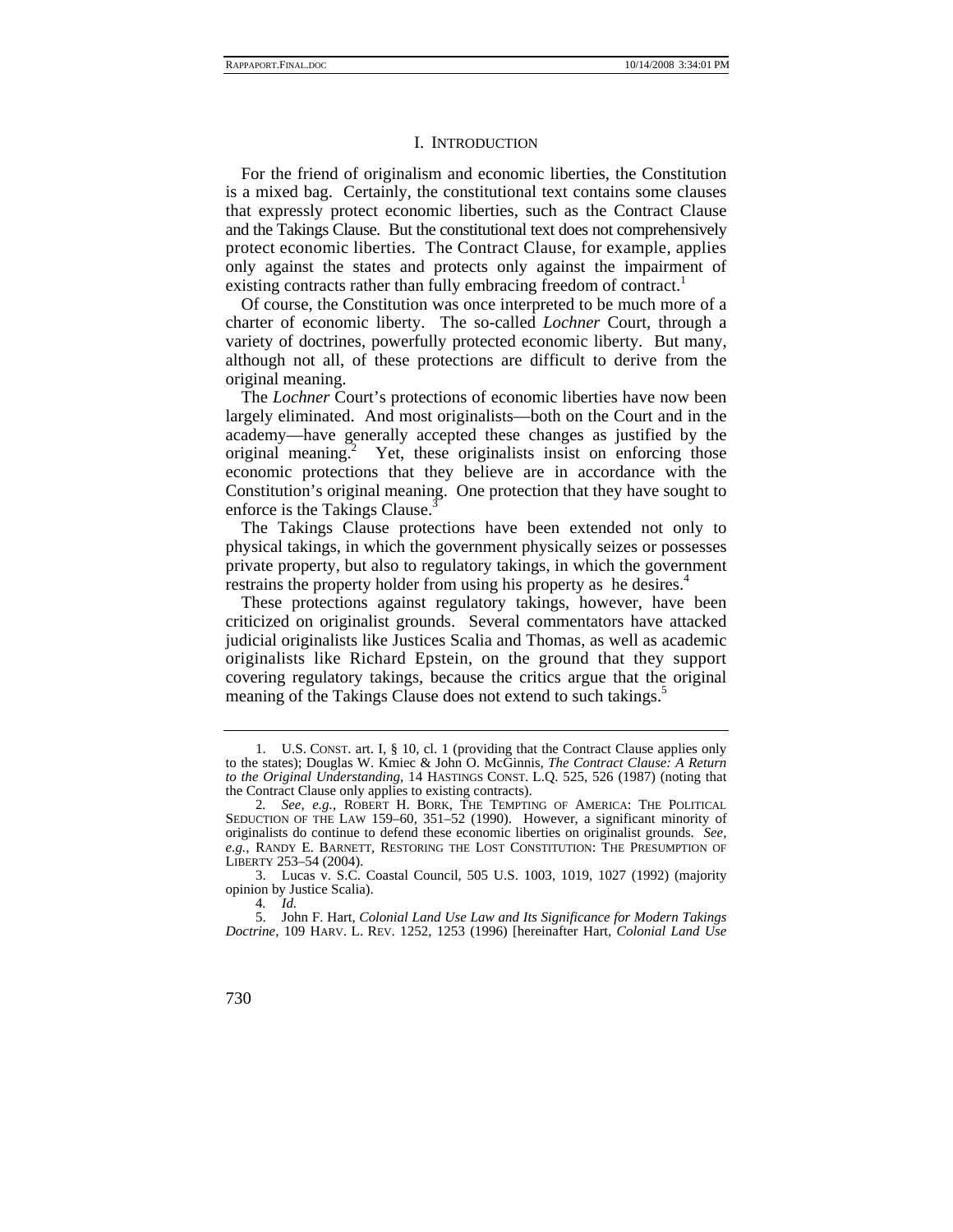## I. INTRODUCTION

For the friend of originalism and economic liberties, the Constitution is a mixed bag. Certainly, the constitutional text contains some clauses that expressly protect economic liberties, such as the Contract Clause and the Takings Clause. But the constitutional text does not comprehensively protect economic liberties. The Contract Clause, for example, applies only against the states and protects only against the impairment of existing contracts rather than fully embracing freedom of contract.[1]

Of course, the Constitution was once interpreted to be much more of a charter of economic liberty. The so-called *Lochner* Court, through a variety of doctrines, powerfully protected economic liberty. But many, although not all, of these protections are difficult to derive from the original meaning.

The *Lochner* Court's protections of economic liberties have now been largely eliminated. And most originalists—both on the Court and in the academy—have generally accepted these changes as justified by the original meaning.[2] Yet, these originalists insist on enforcing those economic protections that they believe are in accordance with the Constitution's original meaning. One protection that they have sought to enforce is the Takings Clause.[3]

The Takings Clause protections have been extended not only to physical takings, in which the government physically seizes or possesses private property, but also to regulatory takings, in which the government restrains the property holder from using his property as he desires.[4]

These protections against regulatory takings, however, have been criticized on originalist grounds. Several commentators have attacked judicial originalists like Justices Scalia and Thomas, as well as academic originalists like Richard Epstein, on the ground that they support covering regulatory takings, because the critics argue that the original meaning of the Takings Clause does not extend to such takings.[5]

---

1. U.S. CONST. art. I, § 10, cl. 1 (providing that the Contract Clause applies only to the states); Douglas W. Kmiec & John O. McGinnis, *The Contract Clause: A Return to the Original Understanding*, 14 HASTINGS CONST. L.Q. 525, 526 (1987) (noting that the Contract Clause only applies to existing contracts).

2. *See, e.g.*, ROBERT H. BORK, THE TEMPTING OF AMERICA: THE POLITICAL SEDUCTION OF THE LAW 159–60, 351–52 (1990). However, a significant minority of originalists do continue to defend these economic liberties on originalist grounds. *See, e.g.*, RANDY E. BARNETT, RESTORING THE LOST CONSTITUTION: THE PRESUMPTION OF LIBERTY 253–54 (2004).

3. Lucas v. S.C. Coastal Council, 505 U.S. 1003, 1019, 1027 (1992) (majority opinion by Justice Scalia).

4. *Id.*

5. John F. Hart, *Colonial Land Use Law and Its Significance for Modern Takings Doctrine*, 109 HARV. L. REV. 1252, 1253 (1996) [hereinafter Hart, *Colonial Land Use*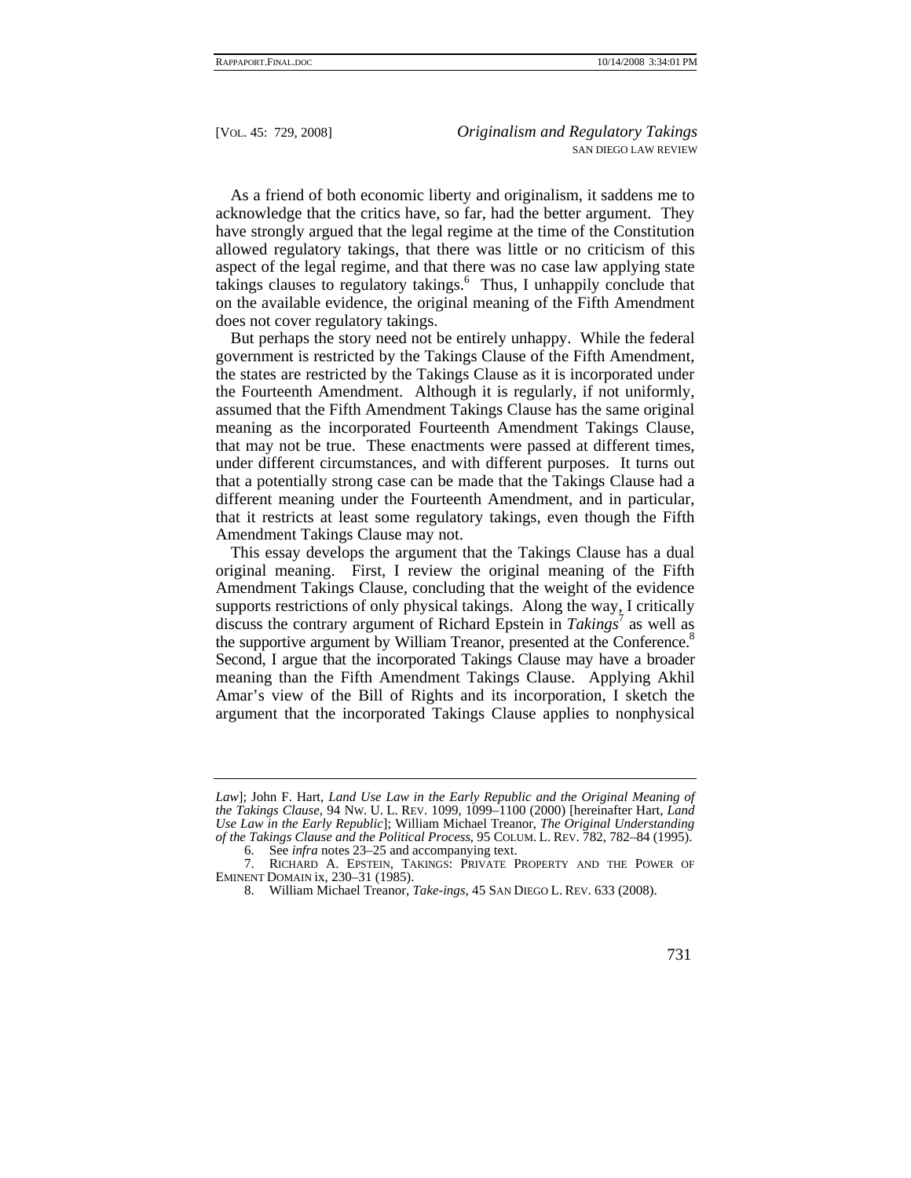As a friend of both economic liberty and originalism, it saddens me to acknowledge that the critics have, so far, had the better argument. They have strongly argued that the legal regime at the time of the Constitution allowed regulatory takings, that there was little or no criticism of this aspect of the legal regime, and that there was no case law applying state takings clauses to regulatory takings.[6] Thus, I unhappily conclude that on the available evidence, the original meaning of the Fifth Amendment does not cover regulatory takings.

But perhaps the story need not be entirely unhappy. While the federal government is restricted by the Takings Clause of the Fifth Amendment, the states are restricted by the Takings Clause as it is incorporated under the Fourteenth Amendment. Although it is regularly, if not uniformly, assumed that the Fifth Amendment Takings Clause has the same original meaning as the incorporated Fourteenth Amendment Takings Clause, that may not be true. These enactments were passed at different times, under different circumstances, and with different purposes. It turns out that a potentially strong case can be made that the Takings Clause had a different meaning under the Fourteenth Amendment, and in particular, that it restricts at least some regulatory takings, even though the Fifth Amendment Takings Clause may not.

This essay develops the argument that the Takings Clause has a dual original meaning. First, I review the original meaning of the Fifth Amendment Takings Clause, concluding that the weight of the evidence supports restrictions of only physical takings. Along the way, I critically discuss the contrary argument of Richard Epstein in *Takings*[7] as well as the supportive argument by William Treanor, presented at the Conference.[8] Second, I argue that the incorporated Takings Clause may have a broader meaning than the Fifth Amendment Takings Clause. Applying Akhil Amar's view of the Bill of Rights and its incorporation, I sketch the argument that the incorporated Takings Clause applies to nonphysical

---

*Law*]; John F. Hart, *Land Use Law in the Early Republic and the Original Meaning of the Takings Clause*, 94 NW. U. L. REV. 1099, 1099–1100 (2000) [hereinafter Hart, *Land Use Law in the Early Republic*]; William Michael Treanor, *The Original Understanding of the Takings Clause and the Political Process*, 95 COLUM. L. REV. 782, 782–84 (1995).

6. See *infra* notes 23–25 and accompanying text.

7. RICHARD A. EPSTEIN, TAKINGS: PRIVATE PROPERTY AND THE POWER OF EMINENT DOMAIN ix, 230–31 (1985).

8. William Michael Treanor, *Take-ings*, 45 SAN DIEGO L. REV. 633 (2008).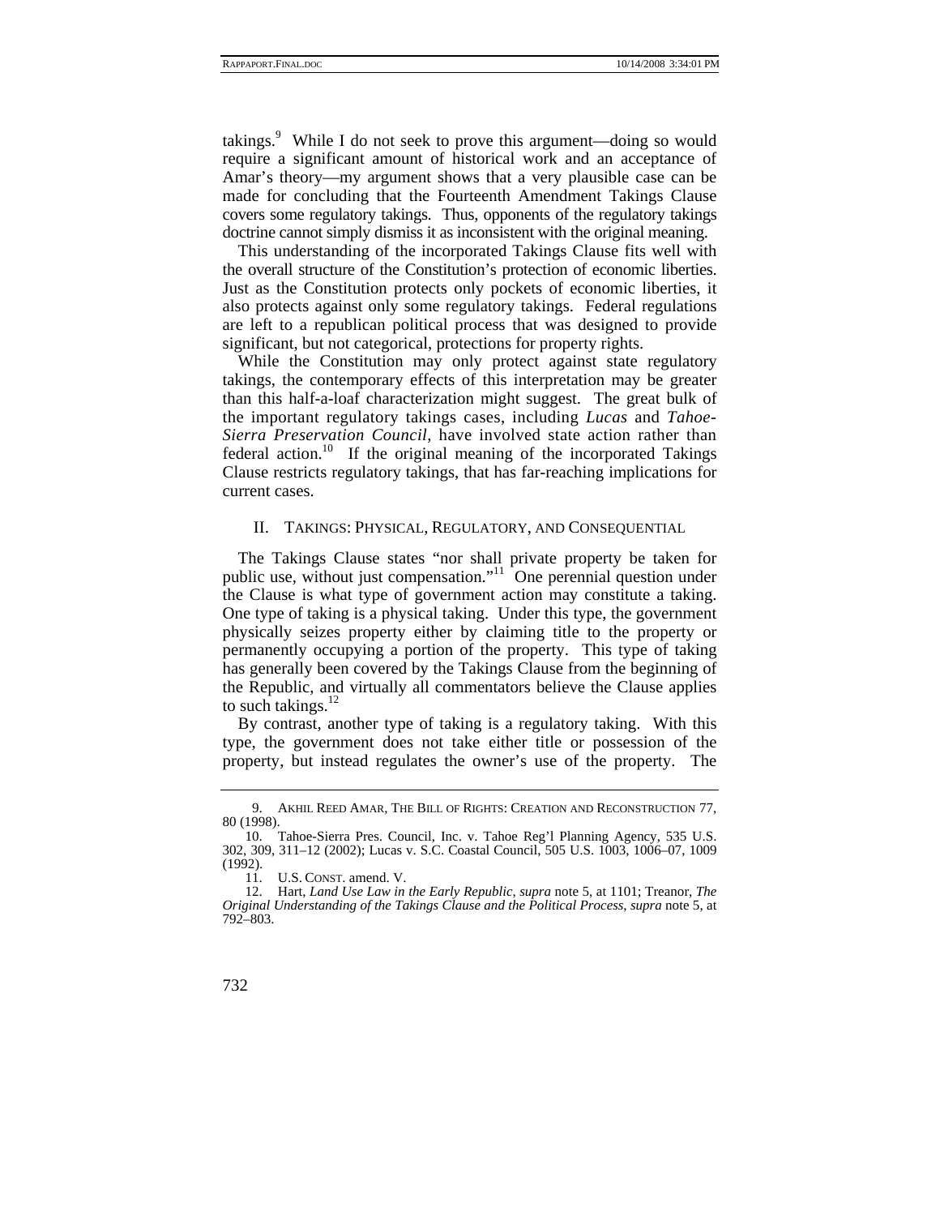takings.[9] While I do not seek to prove this argument—doing so would require a significant amount of historical work and an acceptance of Amar's theory—my argument shows that a very plausible case can be made for concluding that the Fourteenth Amendment Takings Clause covers some regulatory takings. Thus, opponents of the regulatory takings doctrine cannot simply dismiss it as inconsistent with the original meaning.

This understanding of the incorporated Takings Clause fits well with the overall structure of the Constitution's protection of economic liberties. Just as the Constitution protects only pockets of economic liberties, it also protects against only some regulatory takings. Federal regulations are left to a republican political process that was designed to provide significant, but not categorical, protections for property rights.

While the Constitution may only protect against state regulatory takings, the contemporary effects of this interpretation may be greater than this half-a-loaf characterization might suggest. The great bulk of the important regulatory takings cases, including *Lucas* and *Tahoe-Sierra Preservation Council*, have involved state action rather than federal action.[10] If the original meaning of the incorporated Takings Clause restricts regulatory takings, that has far-reaching implications for current cases.

## II. TAKINGS: PHYSICAL, REGULATORY, AND CONSEQUENTIAL

The Takings Clause states "nor shall private property be taken for public use, without just compensation."[11] One perennial question under the Clause is what type of government action may constitute a taking. One type of taking is a physical taking. Under this type, the government physically seizes property either by claiming title to the property or permanently occupying a portion of the property. This type of taking has generally been covered by the Takings Clause from the beginning of the Republic, and virtually all commentators believe the Clause applies to such takings.[12]

By contrast, another type of taking is a regulatory taking. With this type, the government does not take either title or possession of the property, but instead regulates the owner's use of the property. The

---

9. AKHIL REED AMAR, THE BILL OF RIGHTS: CREATION AND RECONSTRUCTION 77, 80 (1998).

10. Tahoe-Sierra Pres. Council, Inc. v. Tahoe Reg'l Planning Agency, 535 U.S. 302, 309, 311–12 (2002); Lucas v. S.C. Coastal Council, 505 U.S. 1003, 1006–07, 1009 (1992).

11. U.S. CONST. amend. V.

12. Hart, *Land Use Law in the Early Republic*, *supra* note 5, at 1101; Treanor, *The Original Understanding of the Takings Clause and the Political Process*, *supra* note 5, at 792–803.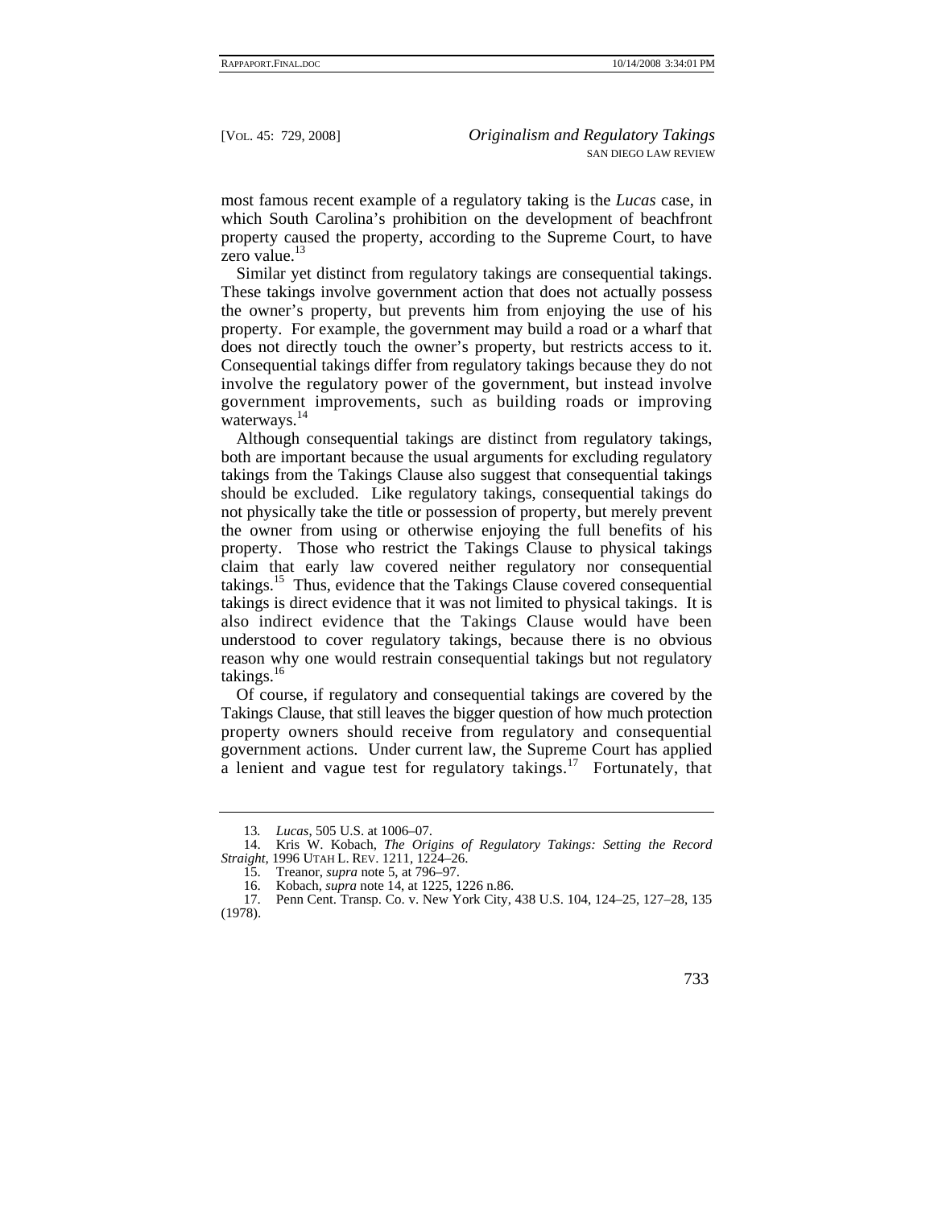most famous recent example of a regulatory taking is the *Lucas* case, in which South Carolina's prohibition on the development of beachfront property caused the property, according to the Supreme Court, to have zero value.[13]

Similar yet distinct from regulatory takings are consequential takings. These takings involve government action that does not actually possess the owner's property, but prevents him from enjoying the use of his property. For example, the government may build a road or a wharf that does not directly touch the owner's property, but restricts access to it. Consequential takings differ from regulatory takings because they do not involve the regulatory power of the government, but instead involve government improvements, such as building roads or improving waterways.[14]

Although consequential takings are distinct from regulatory takings, both are important because the usual arguments for excluding regulatory takings from the Takings Clause also suggest that consequential takings should be excluded. Like regulatory takings, consequential takings do not physically take the title or possession of property, but merely prevent the owner from using or otherwise enjoying the full benefits of his property. Those who restrict the Takings Clause to physical takings claim that early law covered neither regulatory nor consequential takings.[15] Thus, evidence that the Takings Clause covered consequential takings is direct evidence that it was not limited to physical takings. It is also indirect evidence that the Takings Clause would have been understood to cover regulatory takings, because there is no obvious reason why one would restrain consequential takings but not regulatory takings.[16]

Of course, if regulatory and consequential takings are covered by the Takings Clause, that still leaves the bigger question of how much protection property owners should receive from regulatory and consequential government actions. Under current law, the Supreme Court has applied a lenient and vague test for regulatory takings.[17] Fortunately, that

---

13. *Lucas*, 505 U.S. at 1006–07.
14. Kris W. Kobach, *The Origins of Regulatory Takings: Setting the Record Straight*, 1996 UTAH L. REV. 1211, 1224–26.
15. Treanor, *supra* note 5, at 796–97.
16. Kobach, *supra* note 14, at 1225, 1226 n.86.
17. Penn Cent. Transp. Co. v. New York City, 438 U.S. 104, 124–25, 127–28, 135 (1978).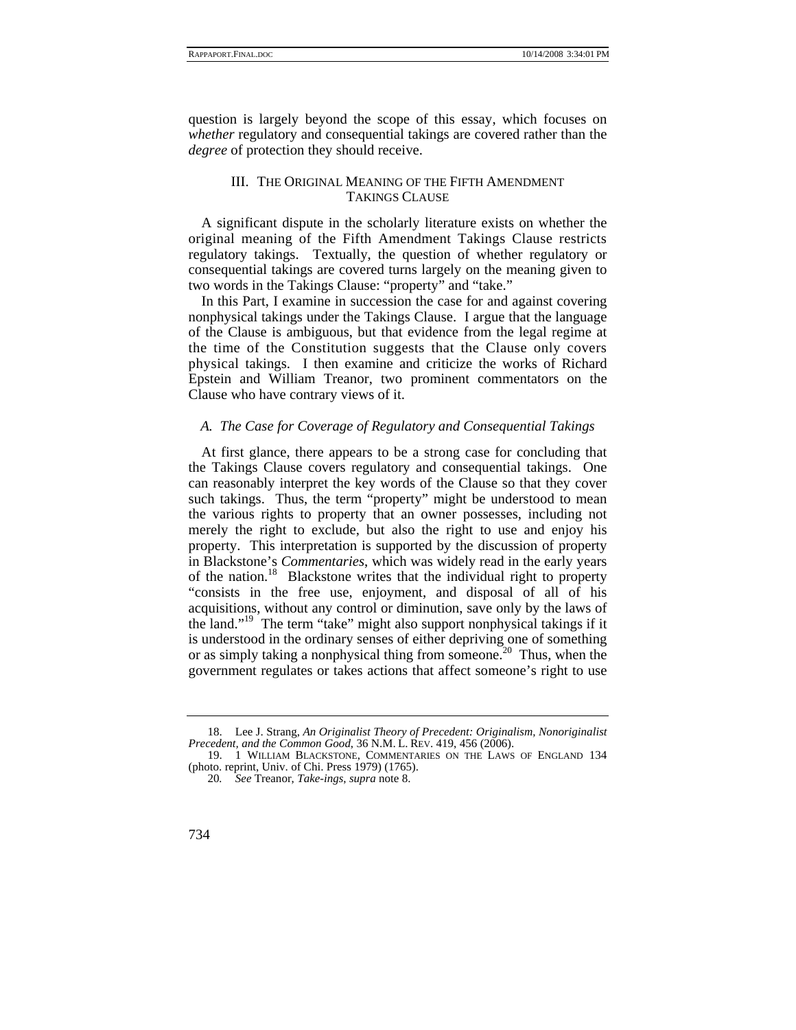question is largely beyond the scope of this essay, which focuses on *whether* regulatory and consequential takings are covered rather than the *degree* of protection they should receive.

## III. THE ORIGINAL MEANING OF THE FIFTH AMENDMENT TAKINGS CLAUSE

A significant dispute in the scholarly literature exists on whether the original meaning of the Fifth Amendment Takings Clause restricts regulatory takings. Textually, the question of whether regulatory or consequential takings are covered turns largely on the meaning given to two words in the Takings Clause: "property" and "take."

In this Part, I examine in succession the case for and against covering nonphysical takings under the Takings Clause. I argue that the language of the Clause is ambiguous, but that evidence from the legal regime at the time of the Constitution suggests that the Clause only covers physical takings. I then examine and criticize the works of Richard Epstein and William Treanor, two prominent commentators on the Clause who have contrary views of it.

### *A. The Case for Coverage of Regulatory and Consequential Takings*

At first glance, there appears to be a strong case for concluding that the Takings Clause covers regulatory and consequential takings. One can reasonably interpret the key words of the Clause so that they cover such takings. Thus, the term "property" might be understood to mean the various rights to property that an owner possesses, including not merely the right to exclude, but also the right to use and enjoy his property. This interpretation is supported by the discussion of property in Blackstone's *Commentaries*, which was widely read in the early years of the nation.[18] Blackstone writes that the individual right to property "consists in the free use, enjoyment, and disposal of all of his acquisitions, without any control or diminution, save only by the laws of the land."[19] The term "take" might also support nonphysical takings if it is understood in the ordinary senses of either depriving one of something or as simply taking a nonphysical thing from someone.[20] Thus, when the government regulates or takes actions that affect someone's right to use

---

18. Lee J. Strang, *An Originalist Theory of Precedent: Originalism, Nonoriginalist Precedent, and the Common Good*, 36 N.M. L. REV. 419, 456 (2006).

19. 1 WILLIAM BLACKSTONE, COMMENTARIES ON THE LAWS OF ENGLAND 134 (photo. reprint, Univ. of Chi. Press 1979) (1765).

20. *See* Treanor, *Take-ings*, *supra* note 8.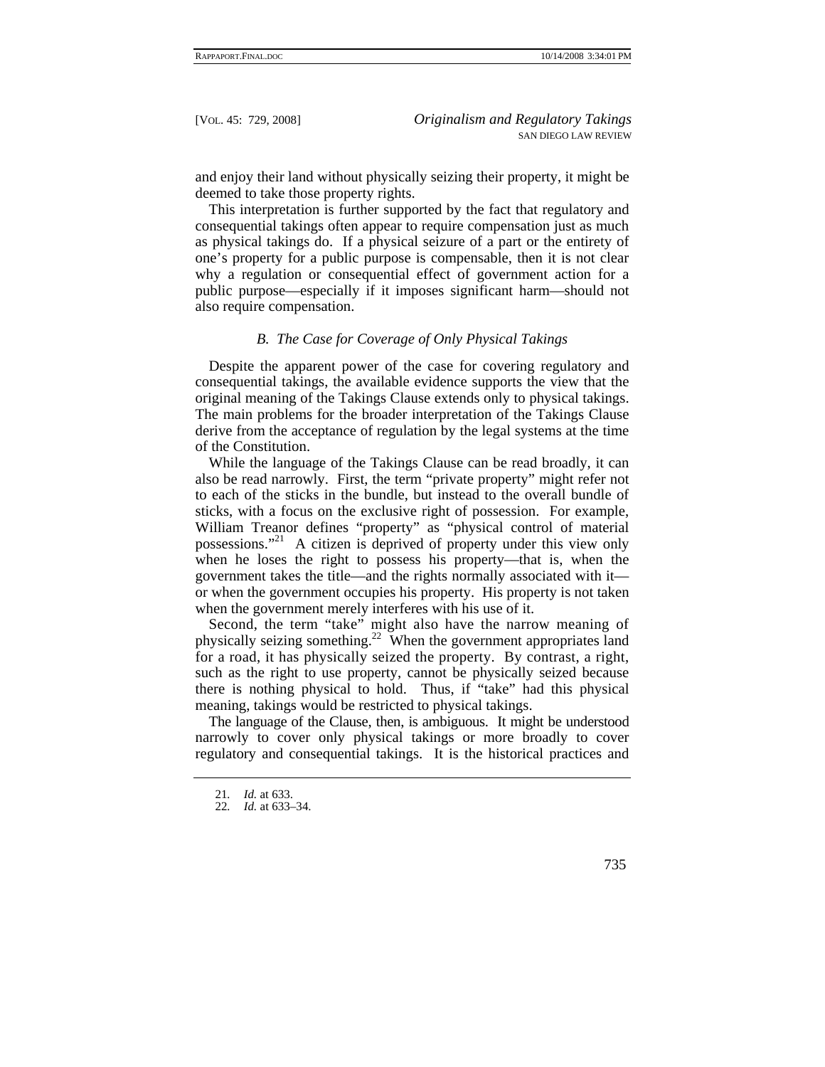and enjoy their land without physically seizing their property, it might be deemed to take those property rights.

This interpretation is further supported by the fact that regulatory and consequential takings often appear to require compensation just as much as physical takings do. If a physical seizure of a part or the entirety of one's property for a public purpose is compensable, then it is not clear why a regulation or consequential effect of government action for a public purpose—especially if it imposes significant harm—should not also require compensation.

### *B. The Case for Coverage of Only Physical Takings*

Despite the apparent power of the case for covering regulatory and consequential takings, the available evidence supports the view that the original meaning of the Takings Clause extends only to physical takings. The main problems for the broader interpretation of the Takings Clause derive from the acceptance of regulation by the legal systems at the time of the Constitution.

While the language of the Takings Clause can be read broadly, it can also be read narrowly. First, the term "private property" might refer not to each of the sticks in the bundle, but instead to the overall bundle of sticks, with a focus on the exclusive right of possession. For example, William Treanor defines "property" as "physical control of material possessions."[21] A citizen is deprived of property under this view only when he loses the right to possess his property—that is, when the government takes the title—and the rights normally associated with it—or when the government occupies his property. His property is not taken when the government merely interferes with his use of it.

Second, the term "take" might also have the narrow meaning of physically seizing something.[22] When the government appropriates land for a road, it has physically seized the property. By contrast, a right, such as the right to use property, cannot be physically seized because there is nothing physical to hold. Thus, if "take" had this physical meaning, takings would be restricted to physical takings.

The language of the Clause, then, is ambiguous. It might be understood narrowly to cover only physical takings or more broadly to cover regulatory and consequential takings. It is the historical practices and

21. *Id.* at 633.
22. *Id.* at 633–34.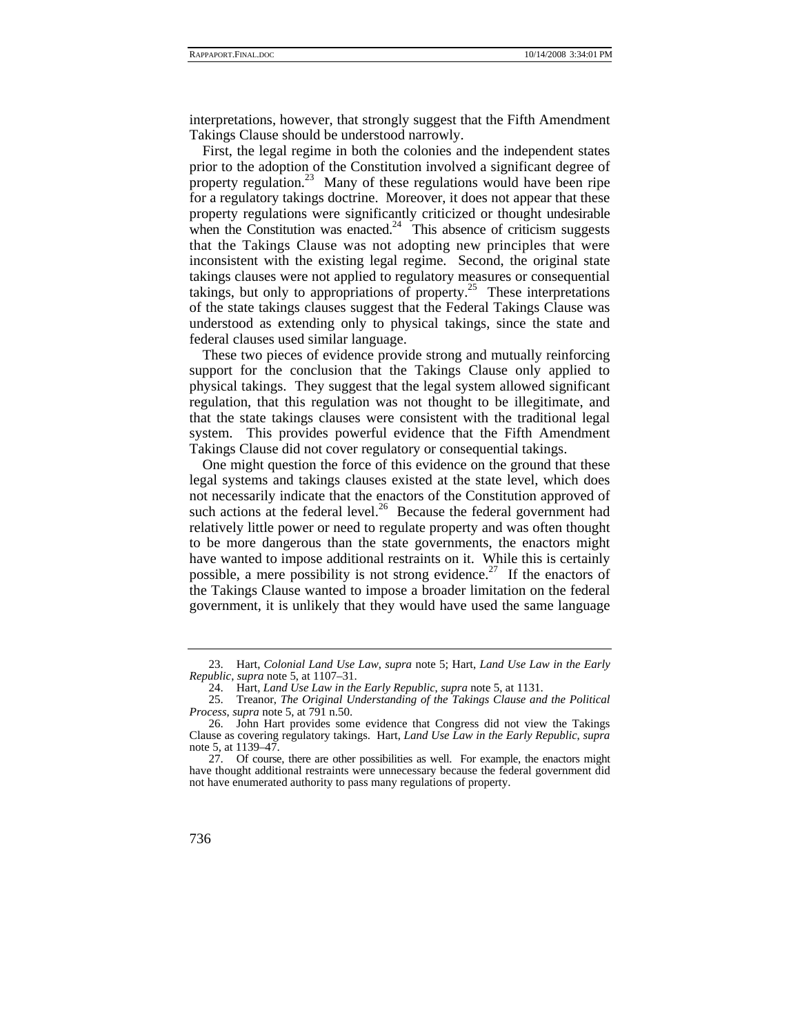interpretations, however, that strongly suggest that the Fifth Amendment Takings Clause should be understood narrowly.

First, the legal regime in both the colonies and the independent states prior to the adoption of the Constitution involved a significant degree of property regulation.[23] Many of these regulations would have been ripe for a regulatory takings doctrine. Moreover, it does not appear that these property regulations were significantly criticized or thought undesirable when the Constitution was enacted.[24] This absence of criticism suggests that the Takings Clause was not adopting new principles that were inconsistent with the existing legal regime. Second, the original state takings clauses were not applied to regulatory measures or consequential takings, but only to appropriations of property.[25] These interpretations of the state takings clauses suggest that the Federal Takings Clause was understood as extending only to physical takings, since the state and federal clauses used similar language.

These two pieces of evidence provide strong and mutually reinforcing support for the conclusion that the Takings Clause only applied to physical takings. They suggest that the legal system allowed significant regulation, that this regulation was not thought to be illegitimate, and that the state takings clauses were consistent with the traditional legal system. This provides powerful evidence that the Fifth Amendment Takings Clause did not cover regulatory or consequential takings.

One might question the force of this evidence on the ground that these legal systems and takings clauses existed at the state level, which does not necessarily indicate that the enactors of the Constitution approved of such actions at the federal level.[26] Because the federal government had relatively little power or need to regulate property and was often thought to be more dangerous than the state governments, the enactors might have wanted to impose additional restraints on it. While this is certainly possible, a mere possibility is not strong evidence.[27] If the enactors of the Takings Clause wanted to impose a broader limitation on the federal government, it is unlikely that they would have used the same language

---

23. Hart, *Colonial Land Use Law*, *supra* note 5; Hart, *Land Use Law in the Early Republic*, *supra* note 5, at 1107–31.

24. Hart, *Land Use Law in the Early Republic*, *supra* note 5, at 1131.

25. Treanor, *The Original Understanding of the Takings Clause and the Political Process*, *supra* note 5, at 791 n.50.

26. John Hart provides some evidence that Congress did not view the Takings Clause as covering regulatory takings. Hart, *Land Use Law in the Early Republic*, *supra* note 5, at 1139–47.

27. Of course, there are other possibilities as well. For example, the enactors might have thought additional restraints were unnecessary because the federal government did not have enumerated authority to pass many regulations of property.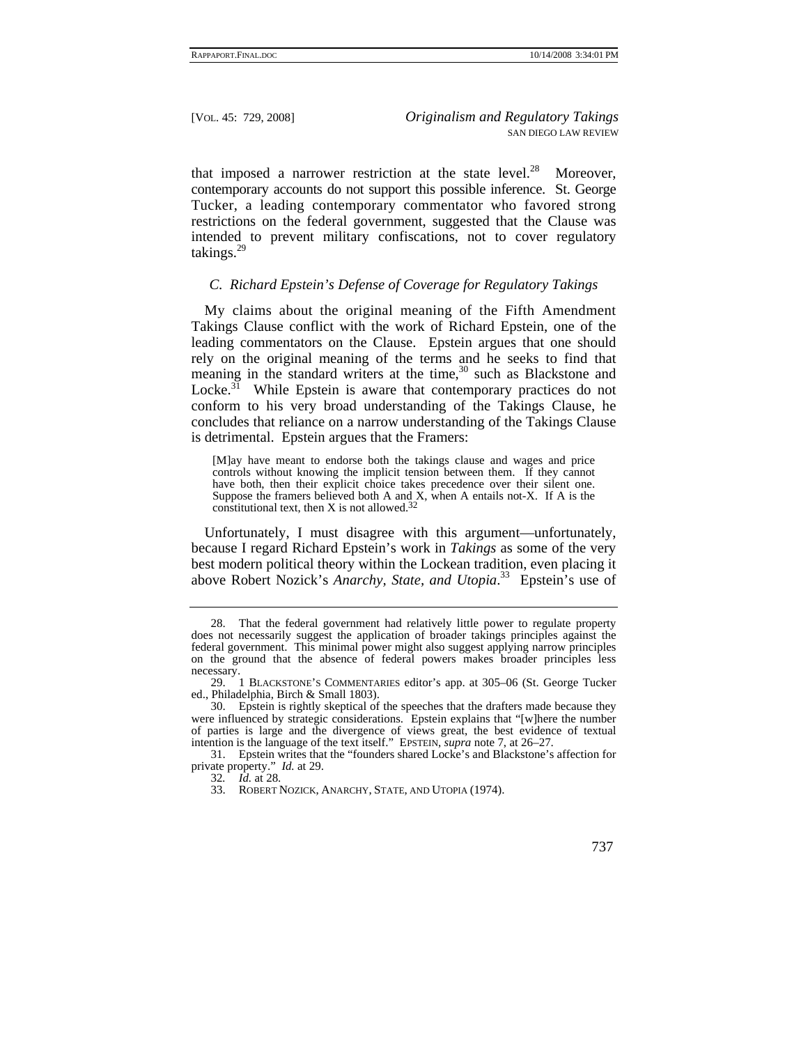that imposed a narrower restriction at the state level.[28] Moreover, contemporary accounts do not support this possible inference. St. George Tucker, a leading contemporary commentator who favored strong restrictions on the federal government, suggested that the Clause was intended to prevent military confiscations, not to cover regulatory takings.[29]

### C. Richard Epstein's Defense of Coverage for Regulatory Takings

My claims about the original meaning of the Fifth Amendment Takings Clause conflict with the work of Richard Epstein, one of the leading commentators on the Clause. Epstein argues that one should rely on the original meaning of the terms and he seeks to find that meaning in the standard writers at the time,[30] such as Blackstone and Locke.[31] While Epstein is aware that contemporary practices do not conform to his very broad understanding of the Takings Clause, he concludes that reliance on a narrow understanding of the Takings Clause is detrimental. Epstein argues that the Framers:

> [M]ay have meant to endorse both the takings clause and wages and price controls without knowing the implicit tension between them. If they cannot have both, then their explicit choice takes precedence over their silent one. Suppose the framers believed both A and X, when A entails not-X. If A is the constitutional text, then X is not allowed.[32]

Unfortunately, I must disagree with this argument—unfortunately, because I regard Richard Epstein's work in *Takings* as some of the very best modern political theory within the Lockean tradition, even placing it above Robert Nozick's *Anarchy, State, and Utopia*.[33] Epstein's use of

---

28. That the federal government had relatively little power to regulate property does not necessarily suggest the application of broader takings principles against the federal government. This minimal power might also suggest applying narrow principles on the ground that the absence of federal powers makes broader principles less necessary.

29. 1 BLACKSTONE'S COMMENTARIES editor's app. at 305–06 (St. George Tucker ed., Philadelphia, Birch & Small 1803).

30. Epstein is rightly skeptical of the speeches that the drafters made because they were influenced by strategic considerations. Epstein explains that "[w]here the number of parties is large and the divergence of views great, the best evidence of textual intention is the language of the text itself." EPSTEIN, *supra* note 7, at 26–27.

31. Epstein writes that the "founders shared Locke's and Blackstone's affection for private property." *Id.* at 29.

32. *Id.* at 28.

33. ROBERT NOZICK, ANARCHY, STATE, AND UTOPIA (1974).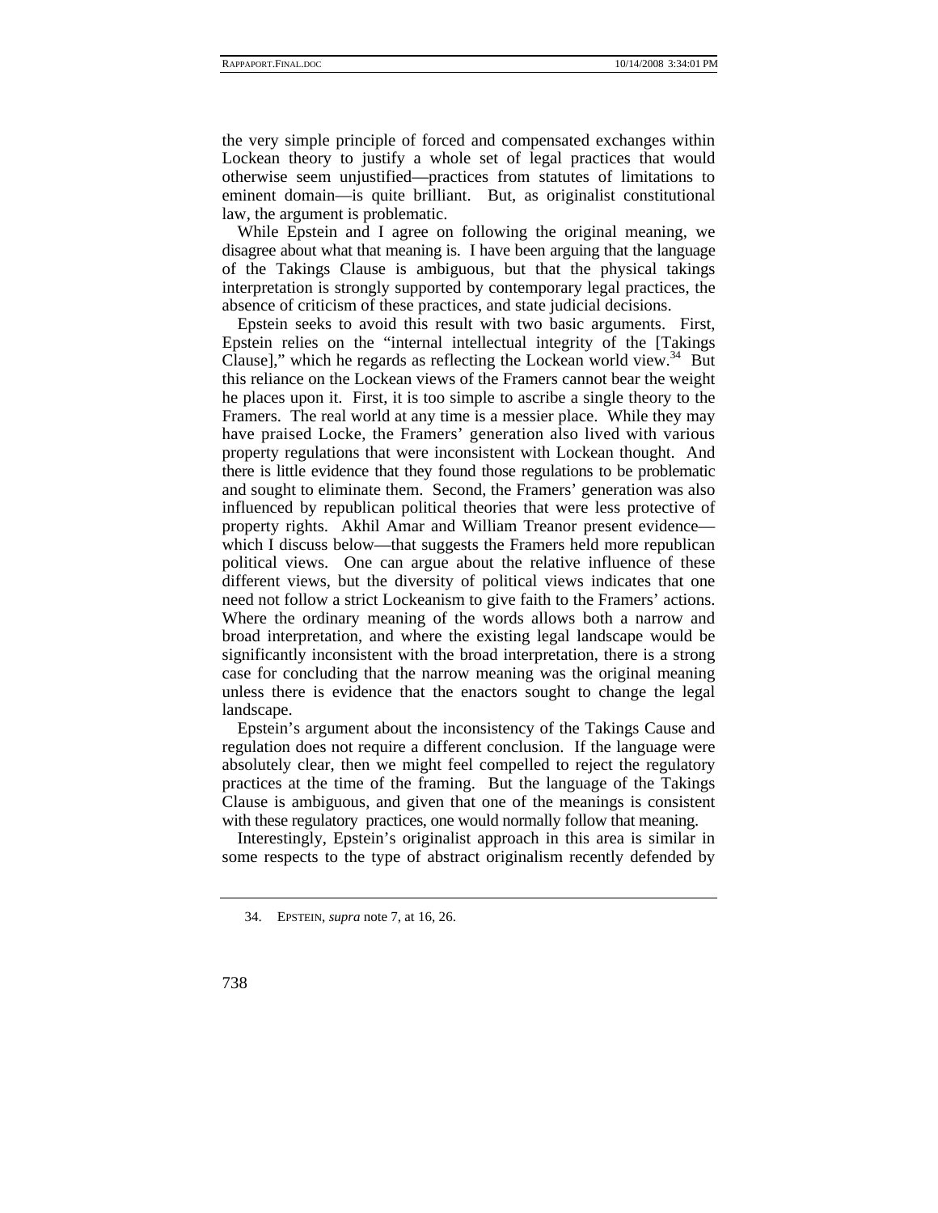the very simple principle of forced and compensated exchanges within Lockean theory to justify a whole set of legal practices that would otherwise seem unjustified—practices from statutes of limitations to eminent domain—is quite brilliant. But, as originalist constitutional law, the argument is problematic.

While Epstein and I agree on following the original meaning, we disagree about what that meaning is. I have been arguing that the language of the Takings Clause is ambiguous, but that the physical takings interpretation is strongly supported by contemporary legal practices, the absence of criticism of these practices, and state judicial decisions.

Epstein seeks to avoid this result with two basic arguments. First, Epstein relies on the "internal intellectual integrity of the [Takings Clause]," which he regards as reflecting the Lockean world view.[34] But this reliance on the Lockean views of the Framers cannot bear the weight he places upon it. First, it is too simple to ascribe a single theory to the Framers. The real world at any time is a messier place. While they may have praised Locke, the Framers' generation also lived with various property regulations that were inconsistent with Lockean thought. And there is little evidence that they found those regulations to be problematic and sought to eliminate them. Second, the Framers' generation was also influenced by republican political theories that were less protective of property rights. Akhil Amar and William Treanor present evidence—which I discuss below—that suggests the Framers held more republican political views. One can argue about the relative influence of these different views, but the diversity of political views indicates that one need not follow a strict Lockeanism to give faith to the Framers' actions. Where the ordinary meaning of the words allows both a narrow and broad interpretation, and where the existing legal landscape would be significantly inconsistent with the broad interpretation, there is a strong case for concluding that the narrow meaning was the original meaning unless there is evidence that the enactors sought to change the legal landscape.

Epstein's argument about the inconsistency of the Takings Cause and regulation does not require a different conclusion. If the language were absolutely clear, then we might feel compelled to reject the regulatory practices at the time of the framing. But the language of the Takings Clause is ambiguous, and given that one of the meanings is consistent with these regulatory practices, one would normally follow that meaning.

Interestingly, Epstein's originalist approach in this area is similar in some respects to the type of abstract originalism recently defended by

34. EPSTEIN, *supra* note 7, at 16, 26.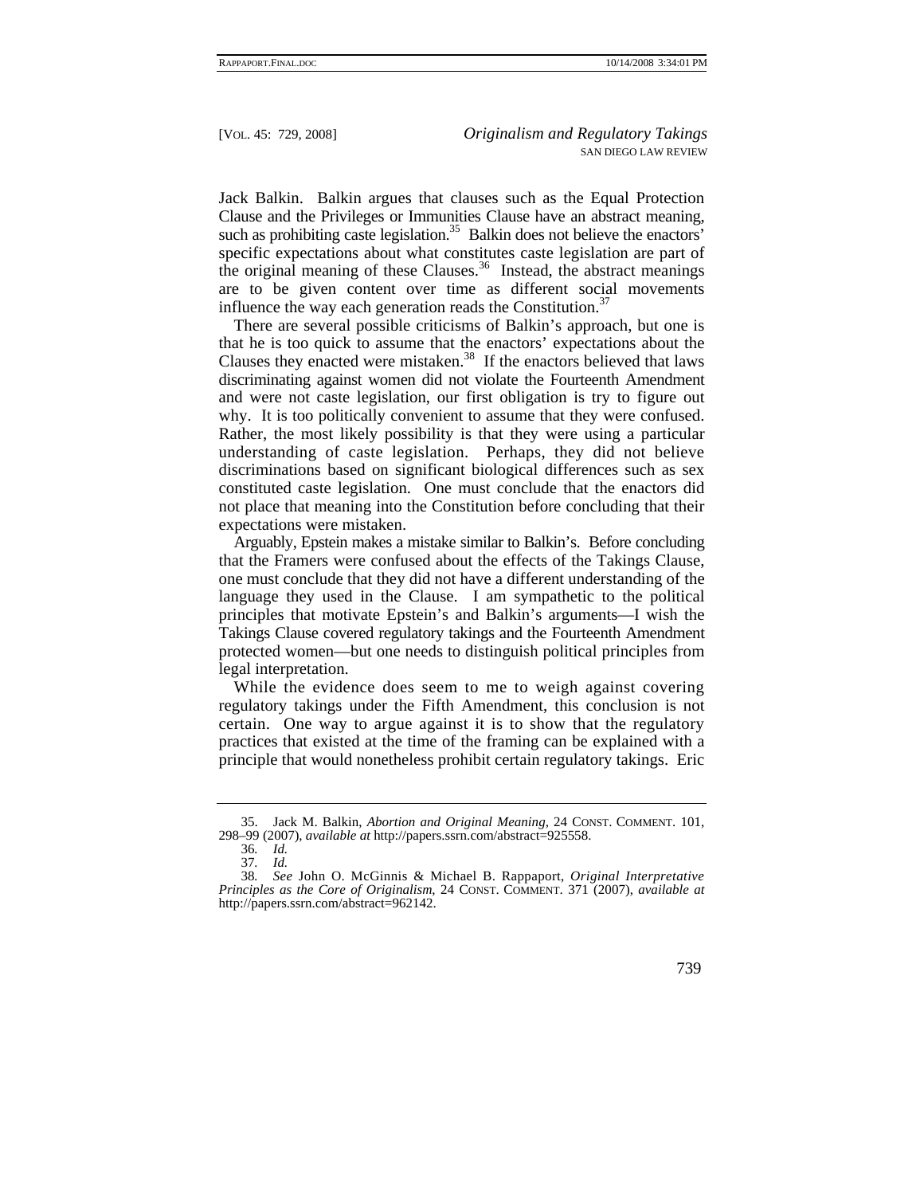Jack Balkin. Balkin argues that clauses such as the Equal Protection Clause and the Privileges or Immunities Clause have an abstract meaning, such as prohibiting caste legislation.[35] Balkin does not believe the enactors' specific expectations about what constitutes caste legislation are part of the original meaning of these Clauses.[36] Instead, the abstract meanings are to be given content over time as different social movements influence the way each generation reads the Constitution.[37]

There are several possible criticisms of Balkin's approach, but one is that he is too quick to assume that the enactors' expectations about the Clauses they enacted were mistaken.[38] If the enactors believed that laws discriminating against women did not violate the Fourteenth Amendment and were not caste legislation, our first obligation is try to figure out why. It is too politically convenient to assume that they were confused. Rather, the most likely possibility is that they were using a particular understanding of caste legislation. Perhaps, they did not believe discriminations based on significant biological differences such as sex constituted caste legislation. One must conclude that the enactors did not place that meaning into the Constitution before concluding that their expectations were mistaken.

Arguably, Epstein makes a mistake similar to Balkin's. Before concluding that the Framers were confused about the effects of the Takings Clause, one must conclude that they did not have a different understanding of the language they used in the Clause. I am sympathetic to the political principles that motivate Epstein's and Balkin's arguments—I wish the Takings Clause covered regulatory takings and the Fourteenth Amendment protected women—but one needs to distinguish political principles from legal interpretation.

While the evidence does seem to me to weigh against covering regulatory takings under the Fifth Amendment, this conclusion is not certain. One way to argue against it is to show that the regulatory practices that existed at the time of the framing can be explained with a principle that would nonetheless prohibit certain regulatory takings. Eric

---

35. Jack M. Balkin, *Abortion and Original Meaning*, 24 CONST. COMMENT. 101, 298–99 (2007), *available at* http://papers.ssrn.com/abstract=925558.

36. *Id.*

37. *Id.*

38. *See* John O. McGinnis & Michael B. Rappaport, *Original Interpretative Principles as the Core of Originalism*, 24 CONST. COMMENT. 371 (2007), *available at* http://papers.ssrn.com/abstract=962142.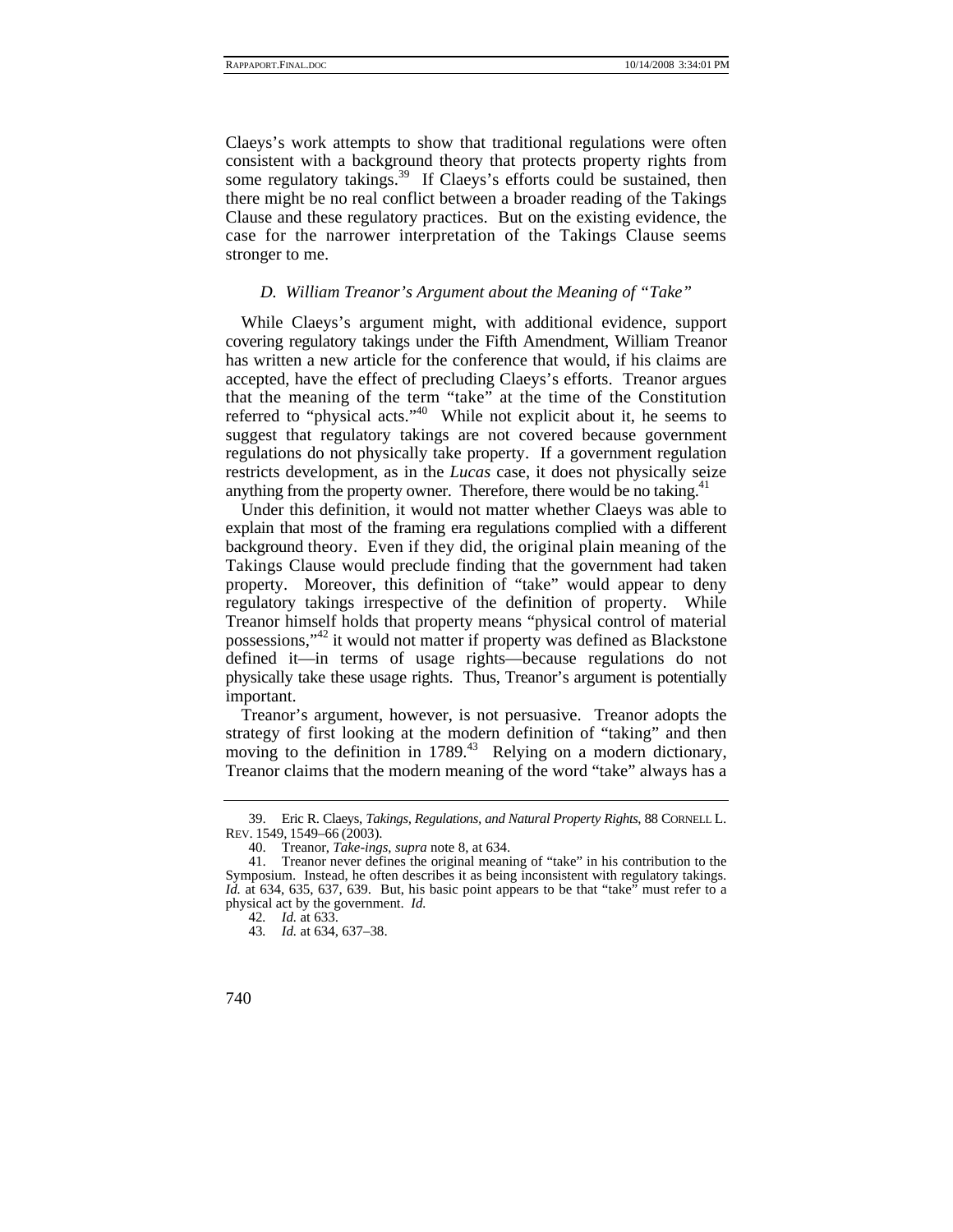Claeys's work attempts to show that traditional regulations were often consistent with a background theory that protects property rights from some regulatory takings.[39] If Claeys's efforts could be sustained, then there might be no real conflict between a broader reading of the Takings Clause and these regulatory practices. But on the existing evidence, the case for the narrower interpretation of the Takings Clause seems stronger to me.

### *D. William Treanor's Argument about the Meaning of "Take"*

While Claeys's argument might, with additional evidence, support covering regulatory takings under the Fifth Amendment, William Treanor has written a new article for the conference that would, if his claims are accepted, have the effect of precluding Claeys's efforts. Treanor argues that the meaning of the term "take" at the time of the Constitution referred to "physical acts."[40] While not explicit about it, he seems to suggest that regulatory takings are not covered because government regulations do not physically take property. If a government regulation restricts development, as in the *Lucas* case, it does not physically seize anything from the property owner. Therefore, there would be no taking.[41]

Under this definition, it would not matter whether Claeys was able to explain that most of the framing era regulations complied with a different background theory. Even if they did, the original plain meaning of the Takings Clause would preclude finding that the government had taken property. Moreover, this definition of "take" would appear to deny regulatory takings irrespective of the definition of property. While Treanor himself holds that property means "physical control of material possessions,"[42] it would not matter if property was defined as Blackstone defined it—in terms of usage rights—because regulations do not physically take these usage rights. Thus, Treanor's argument is potentially important.

Treanor's argument, however, is not persuasive. Treanor adopts the strategy of first looking at the modern definition of "taking" and then moving to the definition in 1789.[43] Relying on a modern dictionary, Treanor claims that the modern meaning of the word "take" always has a

---

39. Eric R. Claeys, *Takings, Regulations, and Natural Property Rights*, 88 CORNELL L. REV. 1549, 1549–66 (2003).

40. Treanor, *Take-ings*, *supra* note 8, at 634.

41. Treanor never defines the original meaning of "take" in his contribution to the Symposium. Instead, he often describes it as being inconsistent with regulatory takings. *Id.* at 634, 635, 637, 639. But, his basic point appears to be that "take" must refer to a physical act by the government. *Id.*

42. *Id.* at 633.

43. *Id.* at 634, 637–38.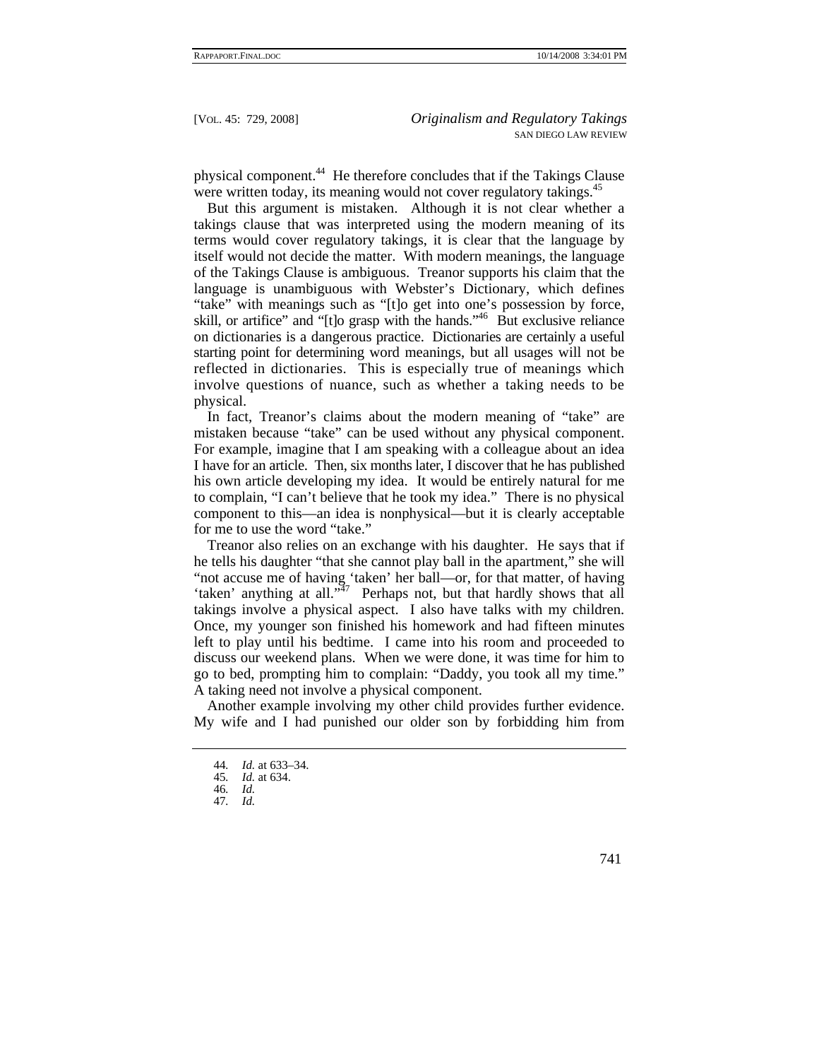physical component.[44] He therefore concludes that if the Takings Clause were written today, its meaning would not cover regulatory takings.[45]

But this argument is mistaken. Although it is not clear whether a takings clause that was interpreted using the modern meaning of its terms would cover regulatory takings, it is clear that the language by itself would not decide the matter. With modern meanings, the language of the Takings Clause is ambiguous. Treanor supports his claim that the language is unambiguous with Webster's Dictionary, which defines "take" with meanings such as "[t]o get into one's possession by force, skill, or artifice" and "[t]o grasp with the hands."[46] But exclusive reliance on dictionaries is a dangerous practice. Dictionaries are certainly a useful starting point for determining word meanings, but all usages will not be reflected in dictionaries. This is especially true of meanings which involve questions of nuance, such as whether a taking needs to be physical.

In fact, Treanor's claims about the modern meaning of "take" are mistaken because "take" can be used without any physical component. For example, imagine that I am speaking with a colleague about an idea I have for an article. Then, six months later, I discover that he has published his own article developing my idea. It would be entirely natural for me to complain, "I can't believe that he took my idea." There is no physical component to this—an idea is nonphysical—but it is clearly acceptable for me to use the word "take."

Treanor also relies on an exchange with his daughter. He says that if he tells his daughter "that she cannot play ball in the apartment," she will "not accuse me of having 'taken' her ball—or, for that matter, of having 'taken' anything at all."[47] Perhaps not, but that hardly shows that all takings involve a physical aspect. I also have talks with my children. Once, my younger son finished his homework and had fifteen minutes left to play until his bedtime. I came into his room and proceeded to discuss our weekend plans. When we were done, it was time for him to go to bed, prompting him to complain: "Daddy, you took all my time." A taking need not involve a physical component.

Another example involving my other child provides further evidence. My wife and I had punished our older son by forbidding him from

---

44. *Id.* at 633–34.
45. *Id.* at 634.
46. *Id.*
47. *Id.*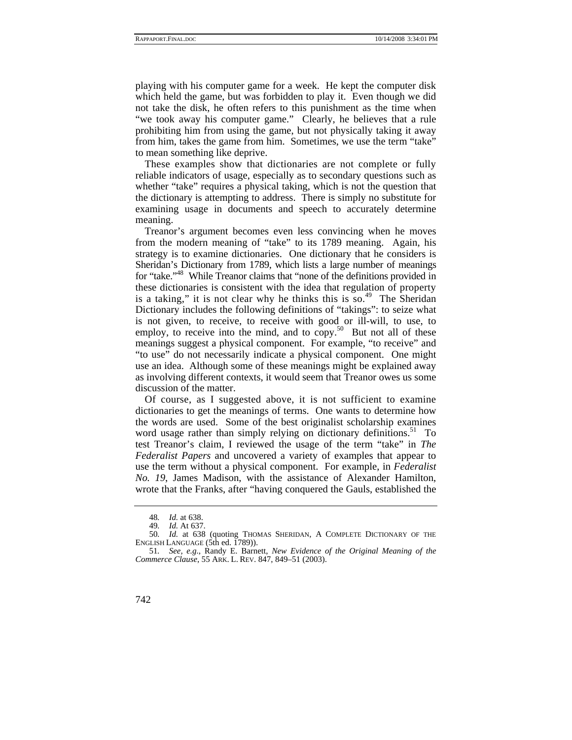playing with his computer game for a week. He kept the computer disk which held the game, but was forbidden to play it. Even though we did not take the disk, he often refers to this punishment as the time when "we took away his computer game." Clearly, he believes that a rule prohibiting him from using the game, but not physically taking it away from him, takes the game from him. Sometimes, we use the term "take" to mean something like deprive.

These examples show that dictionaries are not complete or fully reliable indicators of usage, especially as to secondary questions such as whether "take" requires a physical taking, which is not the question that the dictionary is attempting to address. There is simply no substitute for examining usage in documents and speech to accurately determine meaning.

Treanor's argument becomes even less convincing when he moves from the modern meaning of "take" to its 1789 meaning. Again, his strategy is to examine dictionaries. One dictionary that he considers is Sheridan's Dictionary from 1789, which lists a large number of meanings for "take."[48] While Treanor claims that "none of the definitions provided in these dictionaries is consistent with the idea that regulation of property is a taking," it is not clear why he thinks this is so.[49] The Sheridan Dictionary includes the following definitions of "takings": to seize what is not given, to receive, to receive with good or ill-will, to use, to employ, to receive into the mind, and to copy.[50] But not all of these meanings suggest a physical component. For example, "to receive" and "to use" do not necessarily indicate a physical component. One might use an idea. Although some of these meanings might be explained away as involving different contexts, it would seem that Treanor owes us some discussion of the matter.

Of course, as I suggested above, it is not sufficient to examine dictionaries to get the meanings of terms. One wants to determine how the words are used. Some of the best originalist scholarship examines word usage rather than simply relying on dictionary definitions.[51] To test Treanor's claim, I reviewed the usage of the term "take" in *The Federalist Papers* and uncovered a variety of examples that appear to use the term without a physical component. For example, in *Federalist No. 19*, James Madison, with the assistance of Alexander Hamilton, wrote that the Franks, after "having conquered the Gauls, established the

---

48. *Id.* at 638.

49. *Id.* At 637.

50. *Id.* at 638 (quoting THOMAS SHERIDAN, A COMPLETE DICTIONARY OF THE ENGLISH LANGUAGE (5th ed. 1789)).

51. *See, e.g.*, Randy E. Barnett, *New Evidence of the Original Meaning of the Commerce Clause*, 55 ARK. L. REV. 847, 849–51 (2003).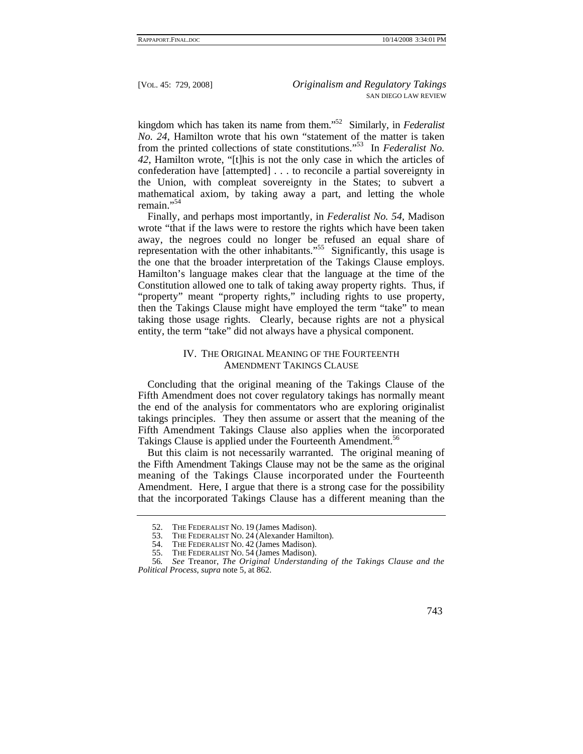kingdom which has taken its name from them."[52] Similarly, in *Federalist No. 24*, Hamilton wrote that his own "statement of the matter is taken from the printed collections of state constitutions."[53] In *Federalist No. 42*, Hamilton wrote, "[t]his is not the only case in which the articles of confederation have [attempted] . . . to reconcile a partial sovereignty in the Union, with compleat sovereignty in the States; to subvert a mathematical axiom, by taking away a part, and letting the whole remain."[54]

Finally, and perhaps most importantly, in *Federalist No. 54*, Madison wrote "that if the laws were to restore the rights which have been taken away, the negroes could no longer be refused an equal share of representation with the other inhabitants."[55] Significantly, this usage is the one that the broader interpretation of the Takings Clause employs. Hamilton's language makes clear that the language at the time of the Constitution allowed one to talk of taking away property rights. Thus, if "property" meant "property rights," including rights to use property, then the Takings Clause might have employed the term "take" to mean taking those usage rights. Clearly, because rights are not a physical entity, the term "take" did not always have a physical component.

## IV. The Original Meaning of the Fourteenth Amendment Takings Clause

Concluding that the original meaning of the Takings Clause of the Fifth Amendment does not cover regulatory takings has normally meant the end of the analysis for commentators who are exploring originalist takings principles. They then assume or assert that the meaning of the Fifth Amendment Takings Clause also applies when the incorporated Takings Clause is applied under the Fourteenth Amendment.[56]

But this claim is not necessarily warranted. The original meaning of the Fifth Amendment Takings Clause may not be the same as the original meaning of the Takings Clause incorporated under the Fourteenth Amendment. Here, I argue that there is a strong case for the possibility that the incorporated Takings Clause has a different meaning than the

---

52. The Federalist No. 19 (James Madison).

53. The Federalist No. 24 (Alexander Hamilton).

54. The Federalist No. 42 (James Madison).

55. The Federalist No. 54 (James Madison).

56. *See* Treanor, *The Original Understanding of the Takings Clause and the Political Process*, *supra* note 5, at 862.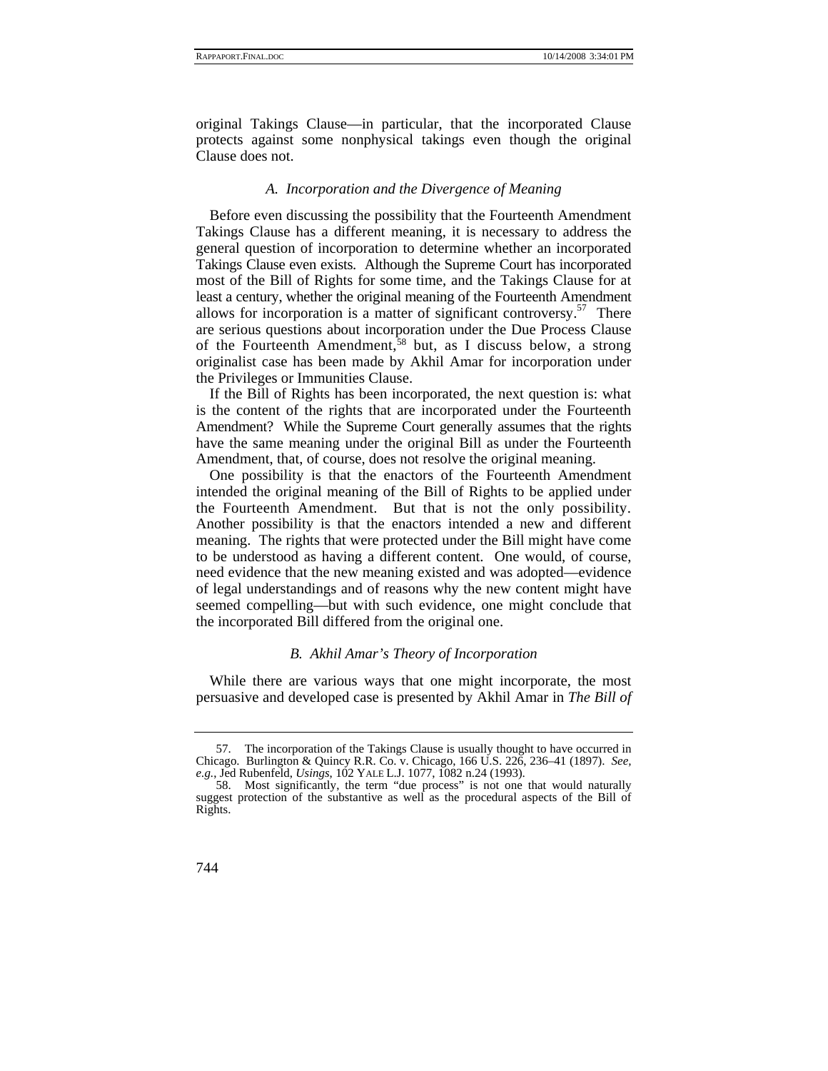original Takings Clause—in particular, that the incorporated Clause protects against some nonphysical takings even though the original Clause does not.

### *A. Incorporation and the Divergence of Meaning*

Before even discussing the possibility that the Fourteenth Amendment Takings Clause has a different meaning, it is necessary to address the general question of incorporation to determine whether an incorporated Takings Clause even exists. Although the Supreme Court has incorporated most of the Bill of Rights for some time, and the Takings Clause for at least a century, whether the original meaning of the Fourteenth Amendment allows for incorporation is a matter of significant controversy.[57] There are serious questions about incorporation under the Due Process Clause of the Fourteenth Amendment,[58] but, as I discuss below, a strong originalist case has been made by Akhil Amar for incorporation under the Privileges or Immunities Clause.

If the Bill of Rights has been incorporated, the next question is: what is the content of the rights that are incorporated under the Fourteenth Amendment? While the Supreme Court generally assumes that the rights have the same meaning under the original Bill as under the Fourteenth Amendment, that, of course, does not resolve the original meaning.

One possibility is that the enactors of the Fourteenth Amendment intended the original meaning of the Bill of Rights to be applied under the Fourteenth Amendment. But that is not the only possibility. Another possibility is that the enactors intended a new and different meaning. The rights that were protected under the Bill might have come to be understood as having a different content. One would, of course, need evidence that the new meaning existed and was adopted—evidence of legal understandings and of reasons why the new content might have seemed compelling—but with such evidence, one might conclude that the incorporated Bill differed from the original one.

### *B. Akhil Amar's Theory of Incorporation*

While there are various ways that one might incorporate, the most persuasive and developed case is presented by Akhil Amar in *The Bill of*

---

57. The incorporation of the Takings Clause is usually thought to have occurred in Chicago. Burlington & Quincy R.R. Co. v. Chicago, 166 U.S. 226, 236–41 (1897). *See, e.g.*, Jed Rubenfeld, *Usings*, 102 YALE L.J. 1077, 1082 n.24 (1993).

58. Most significantly, the term "due process" is not one that would naturally suggest protection of the substantive as well as the procedural aspects of the Bill of Rights.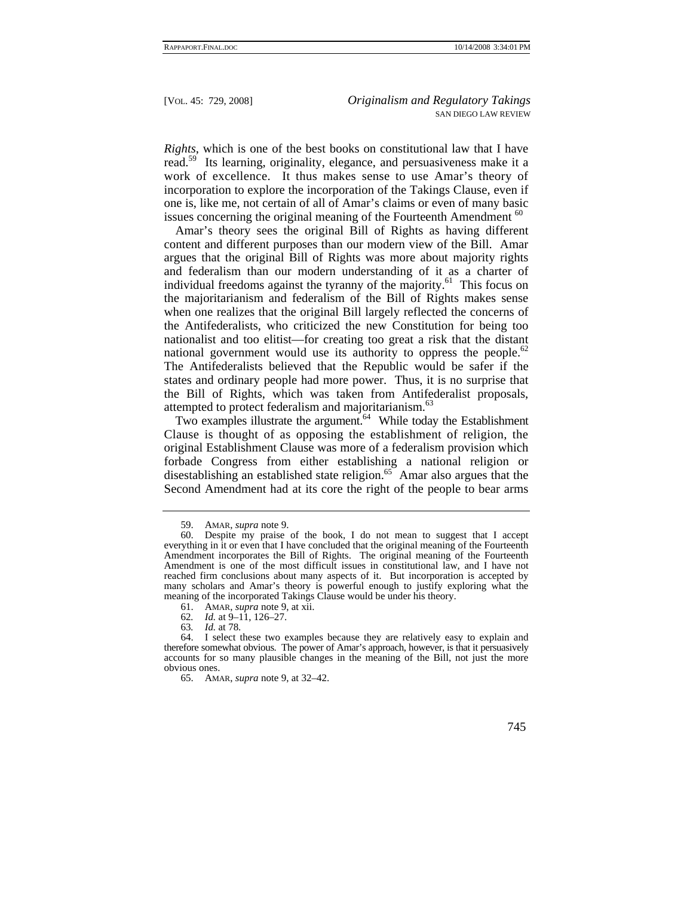*Rights*, which is one of the best books on constitutional law that I have read.[59] Its learning, originality, elegance, and persuasiveness make it a work of excellence. It thus makes sense to use Amar's theory of incorporation to explore the incorporation of the Takings Clause, even if one is, like me, not certain of all of Amar's claims or even of many basic issues concerning the original meaning of the Fourteenth Amendment [60]

Amar's theory sees the original Bill of Rights as having different content and different purposes than our modern view of the Bill. Amar argues that the original Bill of Rights was more about majority rights and federalism than our modern understanding of it as a charter of individual freedoms against the tyranny of the majority.[61] This focus on the majoritarianism and federalism of the Bill of Rights makes sense when one realizes that the original Bill largely reflected the concerns of the Antifederalists, who criticized the new Constitution for being too nationalist and too elitist—for creating too great a risk that the distant national government would use its authority to oppress the people.[62] The Antifederalists believed that the Republic would be safer if the states and ordinary people had more power. Thus, it is no surprise that the Bill of Rights, which was taken from Antifederalist proposals, attempted to protect federalism and majoritarianism.[63]

Two examples illustrate the argument.[64] While today the Establishment Clause is thought of as opposing the establishment of religion, the original Establishment Clause was more of a federalism provision which forbade Congress from either establishing a national religion or disestablishing an established state religion.[65] Amar also argues that the Second Amendment had at its core the right of the people to bear arms

---

59. AMAR, *supra* note 9.

60. Despite my praise of the book, I do not mean to suggest that I accept everything in it or even that I have concluded that the original meaning of the Fourteenth Amendment incorporates the Bill of Rights. The original meaning of the Fourteenth Amendment is one of the most difficult issues in constitutional law, and I have not reached firm conclusions about many aspects of it. But incorporation is accepted by many scholars and Amar's theory is powerful enough to justify exploring what the meaning of the incorporated Takings Clause would be under his theory.

61. AMAR, *supra* note 9, at xii.

62. *Id.* at 9–11, 126–27.

63. *Id.* at 78.

64. I select these two examples because they are relatively easy to explain and therefore somewhat obvious. The power of Amar's approach, however, is that it persuasively accounts for so many plausible changes in the meaning of the Bill, not just the more obvious ones.

65. AMAR, *supra* note 9, at 32–42.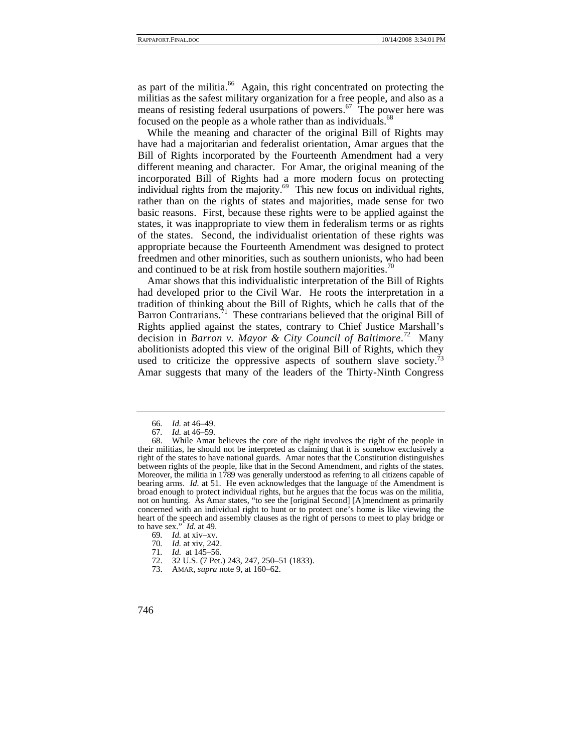as part of the militia.[66] Again, this right concentrated on protecting the militias as the safest military organization for a free people, and also as a means of resisting federal usurpations of powers.[67] The power here was focused on the people as a whole rather than as individuals.[68]

While the meaning and character of the original Bill of Rights may have had a majoritarian and federalist orientation, Amar argues that the Bill of Rights incorporated by the Fourteenth Amendment had a very different meaning and character. For Amar, the original meaning of the incorporated Bill of Rights had a more modern focus on protecting individual rights from the majority.[69] This new focus on individual rights, rather than on the rights of states and majorities, made sense for two basic reasons. First, because these rights were to be applied against the states, it was inappropriate to view them in federalism terms or as rights of the states. Second, the individualist orientation of these rights was appropriate because the Fourteenth Amendment was designed to protect freedmen and other minorities, such as southern unionists, who had been and continued to be at risk from hostile southern majorities.[70]

Amar shows that this individualistic interpretation of the Bill of Rights had developed prior to the Civil War. He roots the interpretation in a tradition of thinking about the Bill of Rights, which he calls that of the Barron Contrarians.[71] These contrarians believed that the original Bill of Rights applied against the states, contrary to Chief Justice Marshall's decision in *Barron v. Mayor & City Council of Baltimore*.[72] Many abolitionists adopted this view of the original Bill of Rights, which they used to criticize the oppressive aspects of southern slave society.[73] Amar suggests that many of the leaders of the Thirty-Ninth Congress

---

66. *Id.* at 46–49.

67. *Id.* at 46–59.

68. While Amar believes the core of the right involves the right of the people in their militias, he should not be interpreted as claiming that it is somehow exclusively a right of the states to have national guards. Amar notes that the Constitution distinguishes between rights of the people, like that in the Second Amendment, and rights of the states. Moreover, the militia in 1789 was generally understood as referring to all citizens capable of bearing arms. *Id.* at 51. He even acknowledges that the language of the Amendment is broad enough to protect individual rights, but he argues that the focus was on the militia, not on hunting. As Amar states, "to see the [original Second] [A]mendment as primarily concerned with an individual right to hunt or to protect one's home is like viewing the heart of the speech and assembly clauses as the right of persons to meet to play bridge or to have sex." *Id.* at 49.

69. *Id.* at xiv–xv.

70. *Id.* at xiv, 242.

71. *Id.* at 145–56.

72. 32 U.S. (7 Pet.) 243, 247, 250–51 (1833).

73. AMAR, *supra* note 9, at 160–62.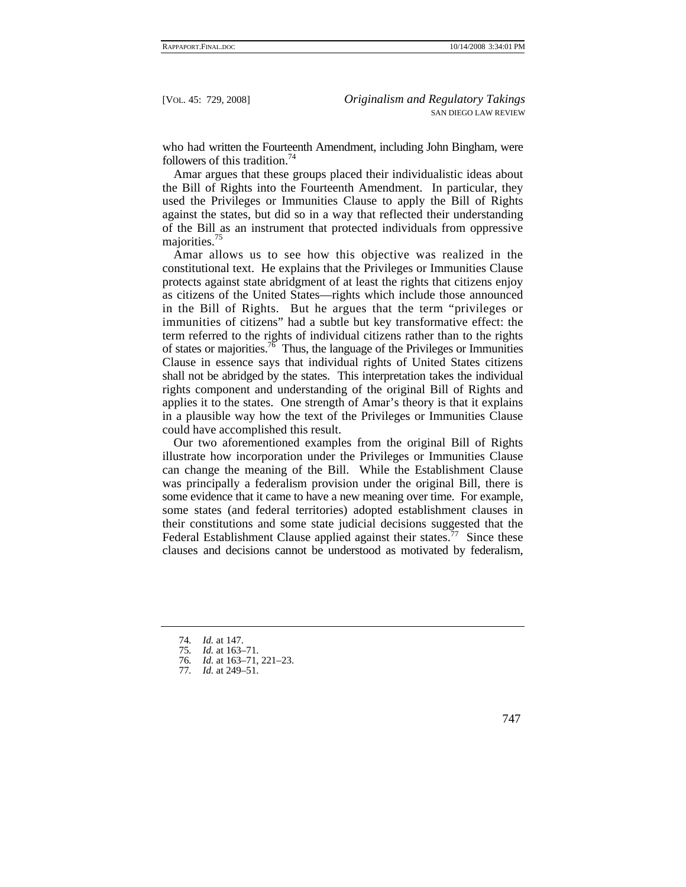who had written the Fourteenth Amendment, including John Bingham, were followers of this tradition.[74]

Amar argues that these groups placed their individualistic ideas about the Bill of Rights into the Fourteenth Amendment. In particular, they used the Privileges or Immunities Clause to apply the Bill of Rights against the states, but did so in a way that reflected their understanding of the Bill as an instrument that protected individuals from oppressive majorities.[75]

Amar allows us to see how this objective was realized in the constitutional text. He explains that the Privileges or Immunities Clause protects against state abridgment of at least the rights that citizens enjoy as citizens of the United States—rights which include those announced in the Bill of Rights. But he argues that the term "privileges or immunities of citizens" had a subtle but key transformative effect: the term referred to the rights of individual citizens rather than to the rights of states or majorities.[76] Thus, the language of the Privileges or Immunities Clause in essence says that individual rights of United States citizens shall not be abridged by the states. This interpretation takes the individual rights component and understanding of the original Bill of Rights and applies it to the states. One strength of Amar's theory is that it explains in a plausible way how the text of the Privileges or Immunities Clause could have accomplished this result.

Our two aforementioned examples from the original Bill of Rights illustrate how incorporation under the Privileges or Immunities Clause can change the meaning of the Bill. While the Establishment Clause was principally a federalism provision under the original Bill, there is some evidence that it came to have a new meaning over time. For example, some states (and federal territories) adopted establishment clauses in their constitutions and some state judicial decisions suggested that the Federal Establishment Clause applied against their states.[77] Since these clauses and decisions cannot be understood as motivated by federalism,

74. *Id.* at 147.
75. *Id.* at 163–71.
76. *Id.* at 163–71, 221–23.
77. *Id.* at 249–51.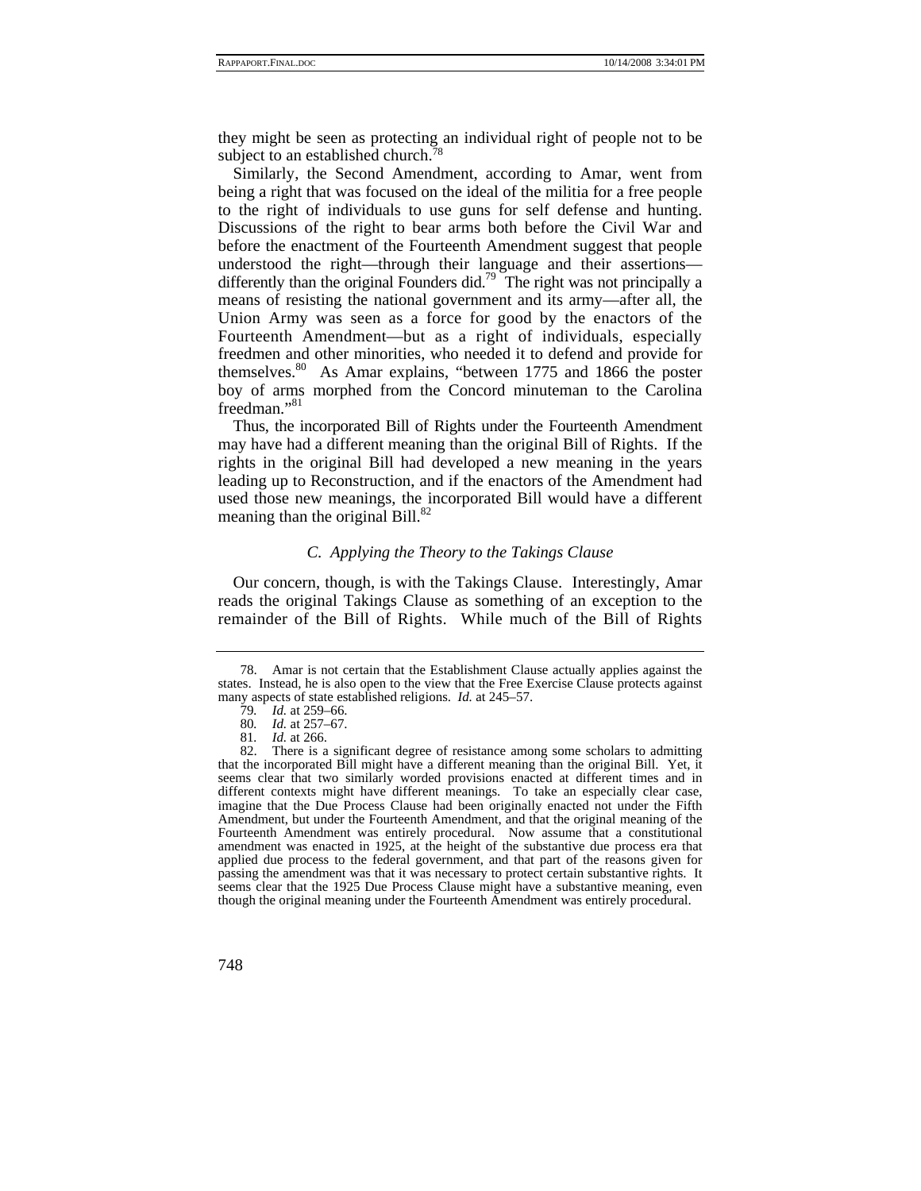they might be seen as protecting an individual right of people not to be subject to an established church.[78]

Similarly, the Second Amendment, according to Amar, went from being a right that was focused on the ideal of the militia for a free people to the right of individuals to use guns for self defense and hunting. Discussions of the right to bear arms both before the Civil War and before the enactment of the Fourteenth Amendment suggest that people understood the right—through their language and their assertions—differently than the original Founders did.[79] The right was not principally a means of resisting the national government and its army—after all, the Union Army was seen as a force for good by the enactors of the Fourteenth Amendment—but as a right of individuals, especially freedmen and other minorities, who needed it to defend and provide for themselves.[80] As Amar explains, "between 1775 and 1866 the poster boy of arms morphed from the Concord minuteman to the Carolina freedman."[81]

Thus, the incorporated Bill of Rights under the Fourteenth Amendment may have had a different meaning than the original Bill of Rights. If the rights in the original Bill had developed a new meaning in the years leading up to Reconstruction, and if the enactors of the Amendment had used those new meanings, the incorporated Bill would have a different meaning than the original Bill.[82]

### *C. Applying the Theory to the Takings Clause*

Our concern, though, is with the Takings Clause. Interestingly, Amar reads the original Takings Clause as something of an exception to the remainder of the Bill of Rights. While much of the Bill of Rights

---

78. Amar is not certain that the Establishment Clause actually applies against the states. Instead, he is also open to the view that the Free Exercise Clause protects against many aspects of state established religions. *Id.* at 245–57.

79. *Id.* at 259–66.

80. *Id.* at 257–67.

81. *Id.* at 266.

82. There is a significant degree of resistance among some scholars to admitting that the incorporated Bill might have a different meaning than the original Bill. Yet, it seems clear that two similarly worded provisions enacted at different times and in different contexts might have different meanings. To take an especially clear case, imagine that the Due Process Clause had been originally enacted not under the Fifth Amendment, but under the Fourteenth Amendment, and that the original meaning of the Fourteenth Amendment was entirely procedural. Now assume that a constitutional amendment was enacted in 1925, at the height of the substantive due process era that applied due process to the federal government, and that part of the reasons given for passing the amendment was that it was necessary to protect certain substantive rights. It seems clear that the 1925 Due Process Clause might have a substantive meaning, even though the original meaning under the Fourteenth Amendment was entirely procedural.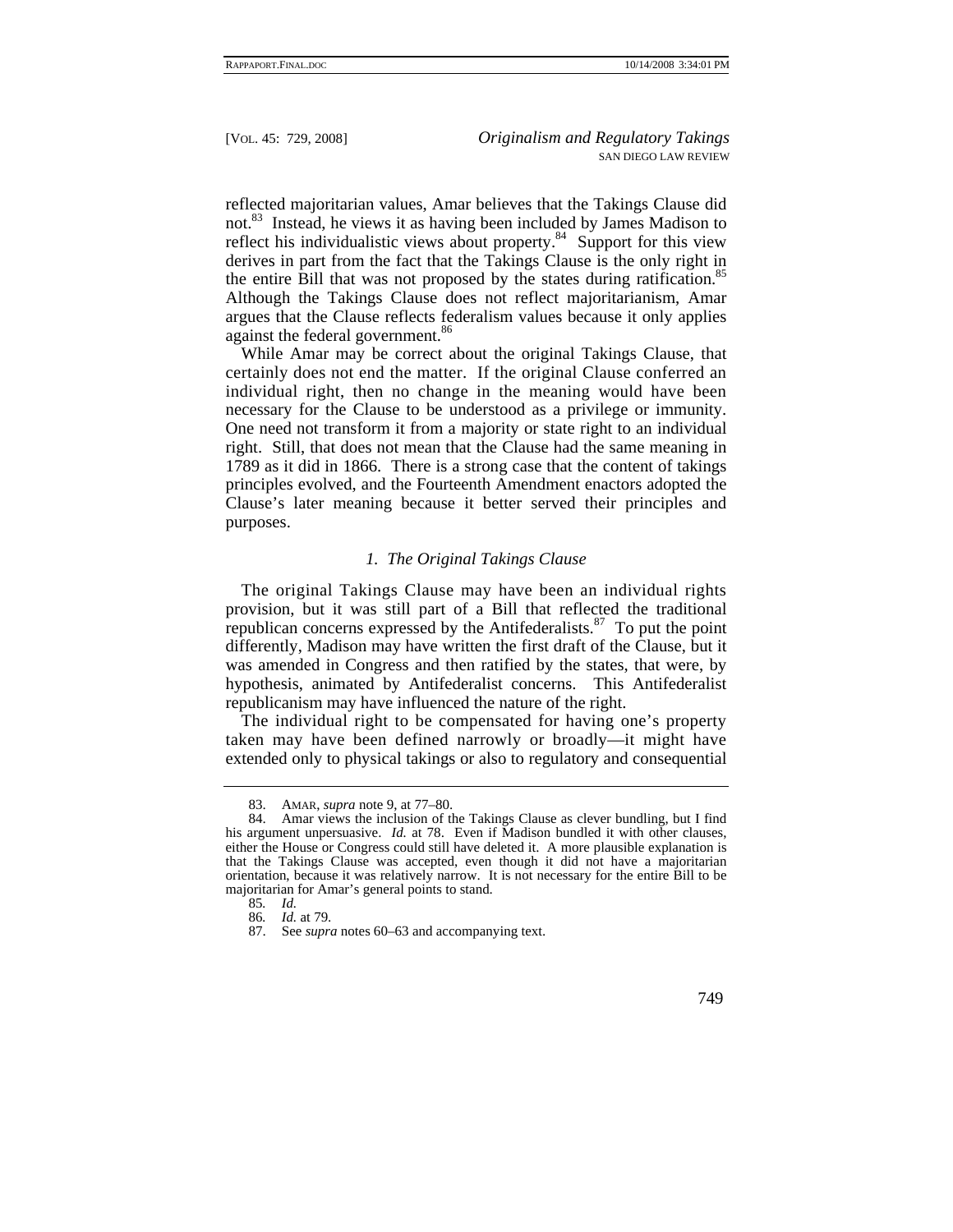reflected majoritarian values, Amar believes that the Takings Clause did not.[83] Instead, he views it as having been included by James Madison to reflect his individualistic views about property.[84] Support for this view derives in part from the fact that the Takings Clause is the only right in the entire Bill that was not proposed by the states during ratification.[85] Although the Takings Clause does not reflect majoritarianism, Amar argues that the Clause reflects federalism values because it only applies against the federal government.[86]

While Amar may be correct about the original Takings Clause, that certainly does not end the matter. If the original Clause conferred an individual right, then no change in the meaning would have been necessary for the Clause to be understood as a privilege or immunity. One need not transform it from a majority or state right to an individual right. Still, that does not mean that the Clause had the same meaning in 1789 as it did in 1866. There is a strong case that the content of takings principles evolved, and the Fourteenth Amendment enactors adopted the Clause's later meaning because it better served their principles and purposes.

### *1. The Original Takings Clause*

The original Takings Clause may have been an individual rights provision, but it was still part of a Bill that reflected the traditional republican concerns expressed by the Antifederalists.[87] To put the point differently, Madison may have written the first draft of the Clause, but it was amended in Congress and then ratified by the states, that were, by hypothesis, animated by Antifederalist concerns. This Antifederalist republicanism may have influenced the nature of the right.

The individual right to be compensated for having one's property taken may have been defined narrowly or broadly—it might have extended only to physical takings or also to regulatory and consequential

---

83. AMAR, *supra* note 9, at 77–80.

84. Amar views the inclusion of the Takings Clause as clever bundling, but I find his argument unpersuasive. *Id.* at 78. Even if Madison bundled it with other clauses, either the House or Congress could still have deleted it. A more plausible explanation is that the Takings Clause was accepted, even though it did not have a majoritarian orientation, because it was relatively narrow. It is not necessary for the entire Bill to be majoritarian for Amar's general points to stand.

85. *Id.*

86. *Id.* at 79.

87. See *supra* notes 60–63 and accompanying text.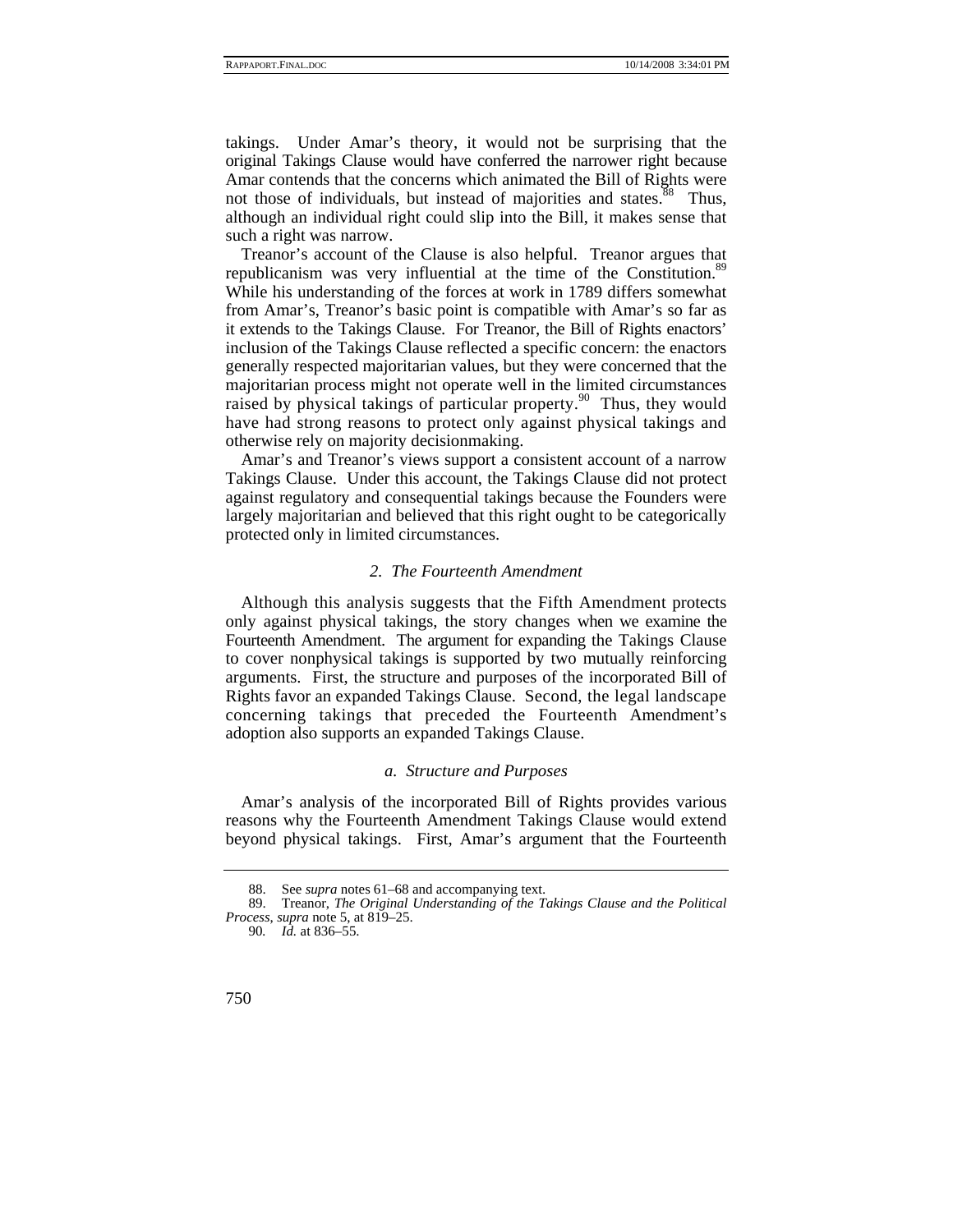takings. Under Amar's theory, it would not be surprising that the original Takings Clause would have conferred the narrower right because Amar contends that the concerns which animated the Bill of Rights were not those of individuals, but instead of majorities and states.[88] Thus, although an individual right could slip into the Bill, it makes sense that such a right was narrow.

Treanor's account of the Clause is also helpful. Treanor argues that republicanism was very influential at the time of the Constitution.[89] While his understanding of the forces at work in 1789 differs somewhat from Amar's, Treanor's basic point is compatible with Amar's so far as it extends to the Takings Clause. For Treanor, the Bill of Rights enactors' inclusion of the Takings Clause reflected a specific concern: the enactors generally respected majoritarian values, but they were concerned that the majoritarian process might not operate well in the limited circumstances raised by physical takings of particular property.[90] Thus, they would have had strong reasons to protect only against physical takings and otherwise rely on majority decisionmaking.

Amar's and Treanor's views support a consistent account of a narrow Takings Clause. Under this account, the Takings Clause did not protect against regulatory and consequential takings because the Founders were largely majoritarian and believed that this right ought to be categorically protected only in limited circumstances.

### *2. The Fourteenth Amendment*

Although this analysis suggests that the Fifth Amendment protects only against physical takings, the story changes when we examine the Fourteenth Amendment. The argument for expanding the Takings Clause to cover nonphysical takings is supported by two mutually reinforcing arguments. First, the structure and purposes of the incorporated Bill of Rights favor an expanded Takings Clause. Second, the legal landscape concerning takings that preceded the Fourteenth Amendment's adoption also supports an expanded Takings Clause.

#### *a. Structure and Purposes*

Amar's analysis of the incorporated Bill of Rights provides various reasons why the Fourteenth Amendment Takings Clause would extend beyond physical takings. First, Amar's argument that the Fourteenth

---

88. See *supra* notes 61–68 and accompanying text.

89. Treanor, *The Original Understanding of the Takings Clause and the Political Process*, *supra* note 5, at 819–25.

90. *Id.* at 836–55.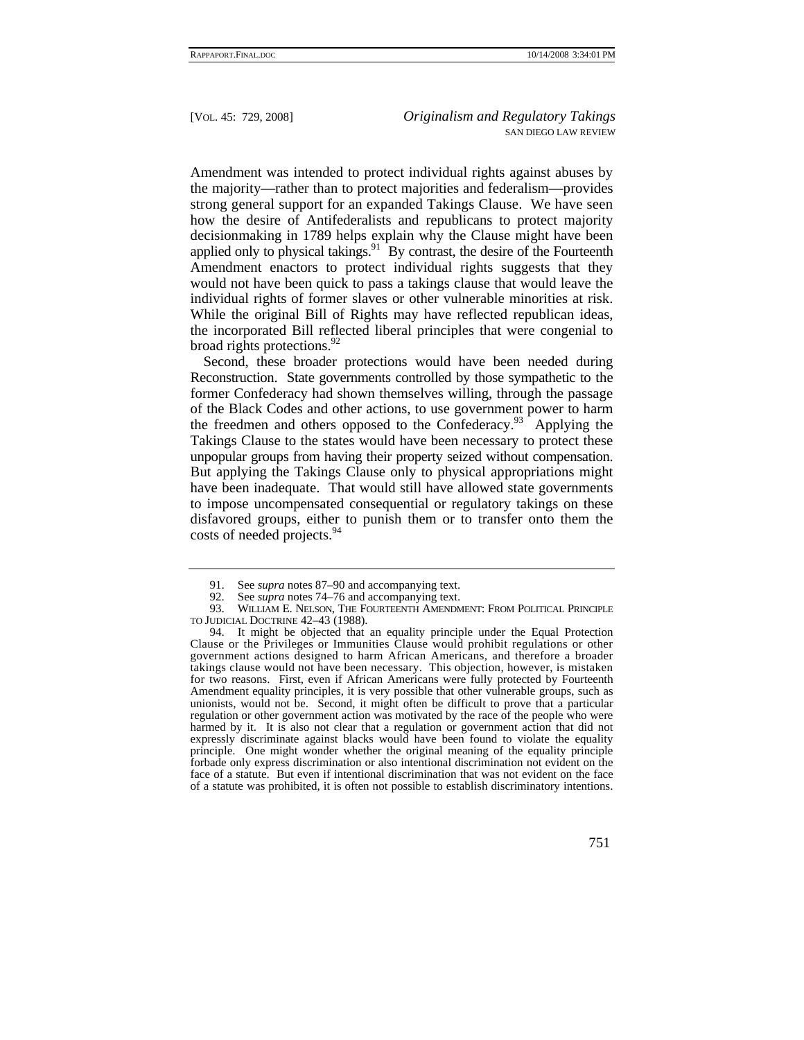Amendment was intended to protect individual rights against abuses by the majority—rather than to protect majorities and federalism—provides strong general support for an expanded Takings Clause. We have seen how the desire of Antifederalists and republicans to protect majority decisionmaking in 1789 helps explain why the Clause might have been applied only to physical takings.[91] By contrast, the desire of the Fourteenth Amendment enactors to protect individual rights suggests that they would not have been quick to pass a takings clause that would leave the individual rights of former slaves or other vulnerable minorities at risk. While the original Bill of Rights may have reflected republican ideas, the incorporated Bill reflected liberal principles that were congenial to broad rights protections.[92]

Second, these broader protections would have been needed during Reconstruction. State governments controlled by those sympathetic to the former Confederacy had shown themselves willing, through the passage of the Black Codes and other actions, to use government power to harm the freedmen and others opposed to the Confederacy.[93] Applying the Takings Clause to the states would have been necessary to protect these unpopular groups from having their property seized without compensation. But applying the Takings Clause only to physical appropriations might have been inadequate. That would still have allowed state governments to impose uncompensated consequential or regulatory takings on these disfavored groups, either to punish them or to transfer onto them the costs of needed projects.[94]

---

91. See *supra* notes 87–90 and accompanying text.

92. See *supra* notes 74–76 and accompanying text.

93. WILLIAM E. NELSON, THE FOURTEENTH AMENDMENT: FROM POLITICAL PRINCIPLE TO JUDICIAL DOCTRINE 42–43 (1988).

94. It might be objected that an equality principle under the Equal Protection Clause or the Privileges or Immunities Clause would prohibit regulations or other government actions designed to harm African Americans, and therefore a broader takings clause would not have been necessary. This objection, however, is mistaken for two reasons. First, even if African Americans were fully protected by Fourteenth Amendment equality principles, it is very possible that other vulnerable groups, such as unionists, would not be. Second, it might often be difficult to prove that a particular regulation or other government action was motivated by the race of the people who were harmed by it. It is also not clear that a regulation or government action that did not expressly discriminate against blacks would have been found to violate the equality principle. One might wonder whether the original meaning of the equality principle forbade only express discrimination or also intentional discrimination not evident on the face of a statute. But even if intentional discrimination that was not evident on the face of a statute was prohibited, it is often not possible to establish discriminatory intentions.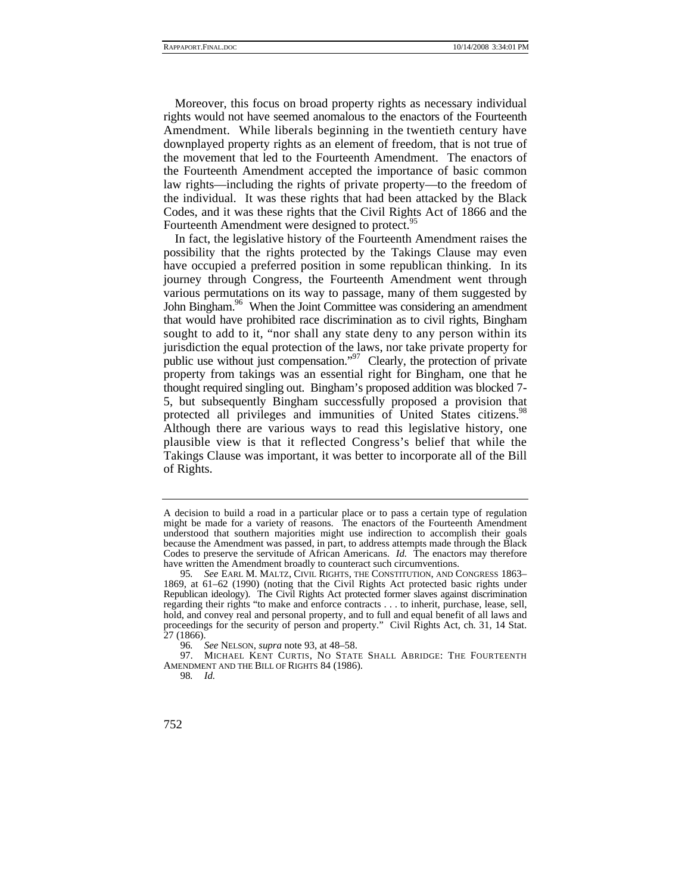Moreover, this focus on broad property rights as necessary individual rights would not have seemed anomalous to the enactors of the Fourteenth Amendment. While liberals beginning in the twentieth century have downplayed property rights as an element of freedom, that is not true of the movement that led to the Fourteenth Amendment. The enactors of the Fourteenth Amendment accepted the importance of basic common law rights—including the rights of private property—to the freedom of the individual. It was these rights that had been attacked by the Black Codes, and it was these rights that the Civil Rights Act of 1866 and the Fourteenth Amendment were designed to protect.[95]

In fact, the legislative history of the Fourteenth Amendment raises the possibility that the rights protected by the Takings Clause may even have occupied a preferred position in some republican thinking. In its journey through Congress, the Fourteenth Amendment went through various permutations on its way to passage, many of them suggested by John Bingham.[96] When the Joint Committee was considering an amendment that would have prohibited race discrimination as to civil rights, Bingham sought to add to it, "nor shall any state deny to any person within its jurisdiction the equal protection of the laws, nor take private property for public use without just compensation."[97] Clearly, the protection of private property from takings was an essential right for Bingham, one that he thought required singling out. Bingham's proposed addition was blocked 7-5, but subsequently Bingham successfully proposed a provision that protected all privileges and immunities of United States citizens.[98] Although there are various ways to read this legislative history, one plausible view is that it reflected Congress's belief that while the Takings Clause was important, it was better to incorporate all of the Bill of Rights.

---

A decision to build a road in a particular place or to pass a certain type of regulation might be made for a variety of reasons. The enactors of the Fourteenth Amendment understood that southern majorities might use indirection to accomplish their goals because the Amendment was passed, in part, to address attempts made through the Black Codes to preserve the servitude of African Americans. *Id.* The enactors may therefore have written the Amendment broadly to counteract such circumventions.

95. *See* EARL M. MALTZ, CIVIL RIGHTS, THE CONSTITUTION, AND CONGRESS 1863–1869, at 61–62 (1990) (noting that the Civil Rights Act protected basic rights under Republican ideology). The Civil Rights Act protected former slaves against discrimination regarding their rights "to make and enforce contracts . . . to inherit, purchase, lease, sell, hold, and convey real and personal property, and to full and equal benefit of all laws and proceedings for the security of person and property." Civil Rights Act, ch. 31, 14 Stat. 27 (1866).

96. *See* NELSON, *supra* note 93, at 48–58.

97. MICHAEL KENT CURTIS, NO STATE SHALL ABRIDGE: THE FOURTEENTH AMENDMENT AND THE BILL OF RIGHTS 84 (1986).

98. *Id.*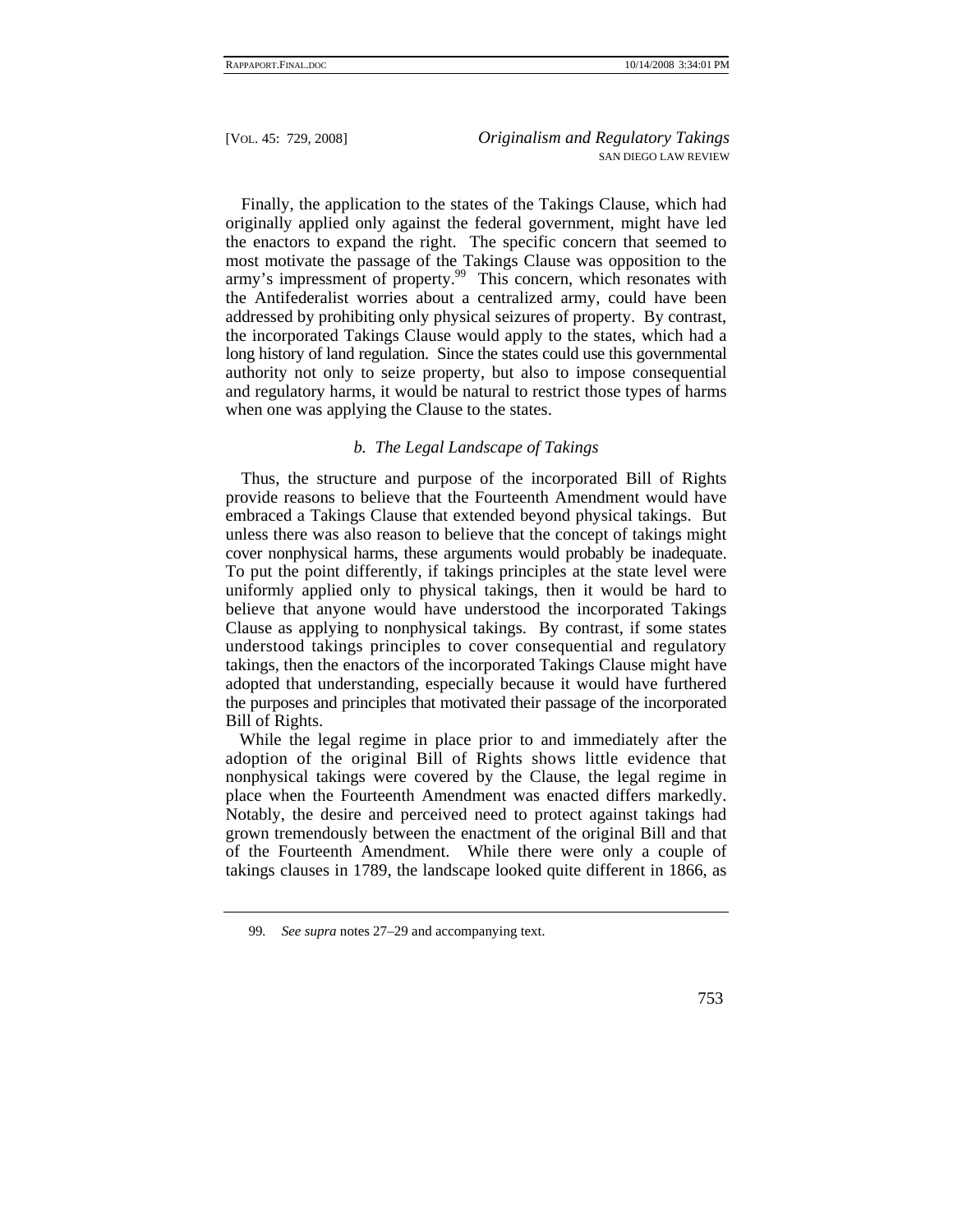Finally, the application to the states of the Takings Clause, which had originally applied only against the federal government, might have led the enactors to expand the right. The specific concern that seemed to most motivate the passage of the Takings Clause was opposition to the army's impressment of property.[99] This concern, which resonates with the Antifederalist worries about a centralized army, could have been addressed by prohibiting only physical seizures of property. By contrast, the incorporated Takings Clause would apply to the states, which had a long history of land regulation. Since the states could use this governmental authority not only to seize property, but also to impose consequential and regulatory harms, it would be natural to restrict those types of harms when one was applying the Clause to the states.

### *b. The Legal Landscape of Takings*

Thus, the structure and purpose of the incorporated Bill of Rights provide reasons to believe that the Fourteenth Amendment would have embraced a Takings Clause that extended beyond physical takings. But unless there was also reason to believe that the concept of takings might cover nonphysical harms, these arguments would probably be inadequate. To put the point differently, if takings principles at the state level were uniformly applied only to physical takings, then it would be hard to believe that anyone would have understood the incorporated Takings Clause as applying to nonphysical takings. By contrast, if some states understood takings principles to cover consequential and regulatory takings, then the enactors of the incorporated Takings Clause might have adopted that understanding, especially because it would have furthered the purposes and principles that motivated their passage of the incorporated Bill of Rights.

While the legal regime in place prior to and immediately after the adoption of the original Bill of Rights shows little evidence that nonphysical takings were covered by the Clause, the legal regime in place when the Fourteenth Amendment was enacted differs markedly. Notably, the desire and perceived need to protect against takings had grown tremendously between the enactment of the original Bill and that of the Fourteenth Amendment. While there were only a couple of takings clauses in 1789, the landscape looked quite different in 1866, as

---

99. *See supra* notes 27–29 and accompanying text.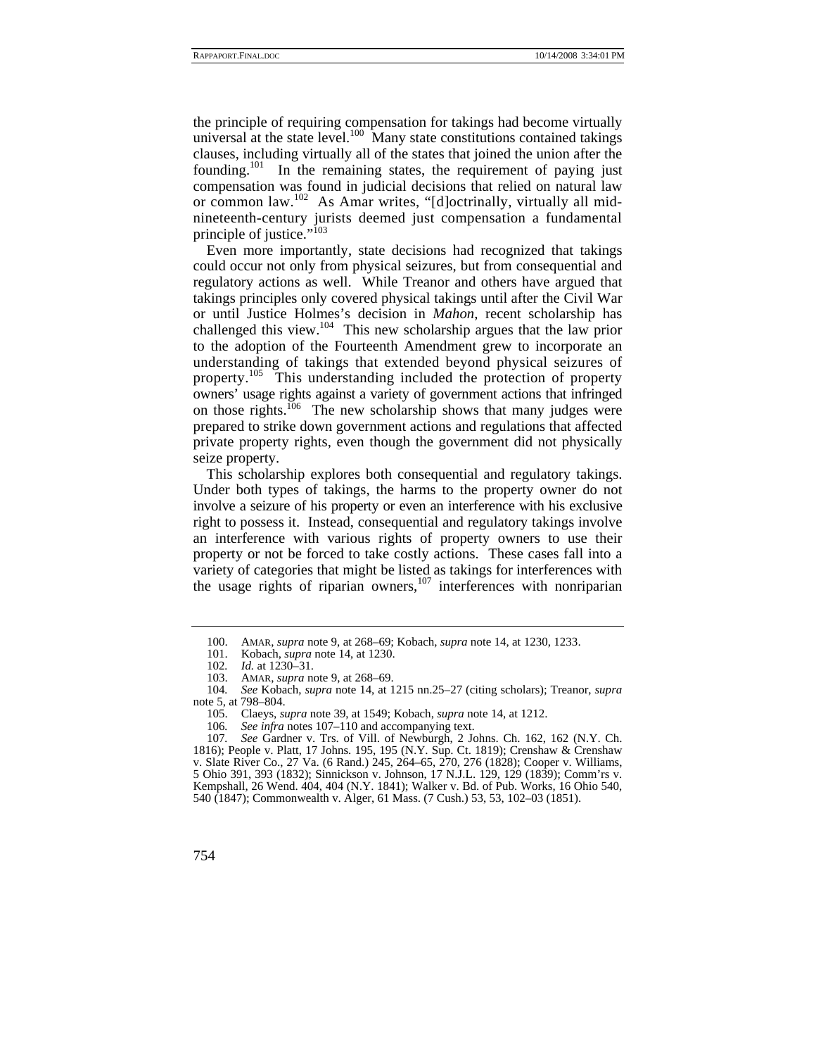the principle of requiring compensation for takings had become virtually universal at the state level.[100] Many state constitutions contained takings clauses, including virtually all of the states that joined the union after the founding.[101] In the remaining states, the requirement of paying just compensation was found in judicial decisions that relied on natural law or common law.[102] As Amar writes, "[d]octrinally, virtually all mid-nineteenth-century jurists deemed just compensation a fundamental principle of justice."[103]

Even more importantly, state decisions had recognized that takings could occur not only from physical seizures, but from consequential and regulatory actions as well. While Treanor and others have argued that takings principles only covered physical takings until after the Civil War or until Justice Holmes's decision in *Mahon*, recent scholarship has challenged this view.[104] This new scholarship argues that the law prior to the adoption of the Fourteenth Amendment grew to incorporate an understanding of takings that extended beyond physical seizures of property.[105] This understanding included the protection of property owners' usage rights against a variety of government actions that infringed on those rights.[106] The new scholarship shows that many judges were prepared to strike down government actions and regulations that affected private property rights, even though the government did not physically seize property.

This scholarship explores both consequential and regulatory takings. Under both types of takings, the harms to the property owner do not involve a seizure of his property or even an interference with his exclusive right to possess it. Instead, consequential and regulatory takings involve an interference with various rights of property owners to use their property or not be forced to take costly actions. These cases fall into a variety of categories that might be listed as takings for interferences with the usage rights of riparian owners,[107] interferences with nonriparian

---

100. AMAR, *supra* note 9, at 268–69; Kobach, *supra* note 14, at 1230, 1233.

101. Kobach, *supra* note 14, at 1230.

102. *Id.* at 1230–31.

103. AMAR, *supra* note 9, at 268–69.

104. *See* Kobach, *supra* note 14, at 1215 nn.25–27 (citing scholars); Treanor, *supra* note 5, at 798–804.

105. Claeys, *supra* note 39, at 1549; Kobach, *supra* note 14, at 1212.

106. *See infra* notes 107–110 and accompanying text.

107. *See* Gardner v. Trs. of Vill. of Newburgh, 2 Johns. Ch. 162, 162 (N.Y. Ch. 1816); People v. Platt, 17 Johns. 195, 195 (N.Y. Sup. Ct. 1819); Crenshaw & Crenshaw v. Slate River Co., 27 Va. (6 Rand.) 245, 264–65, 270, 276 (1828); Cooper v. Williams, 5 Ohio 391, 393 (1832); Sinnickson v. Johnson, 17 N.J.L. 129, 129 (1839); Comm'rs v. Kempshall, 26 Wend. 404, 404 (N.Y. 1841); Walker v. Bd. of Pub. Works, 16 Ohio 540, 540 (1847); Commonwealth v. Alger, 61 Mass. (7 Cush.) 53, 53, 102–03 (1851).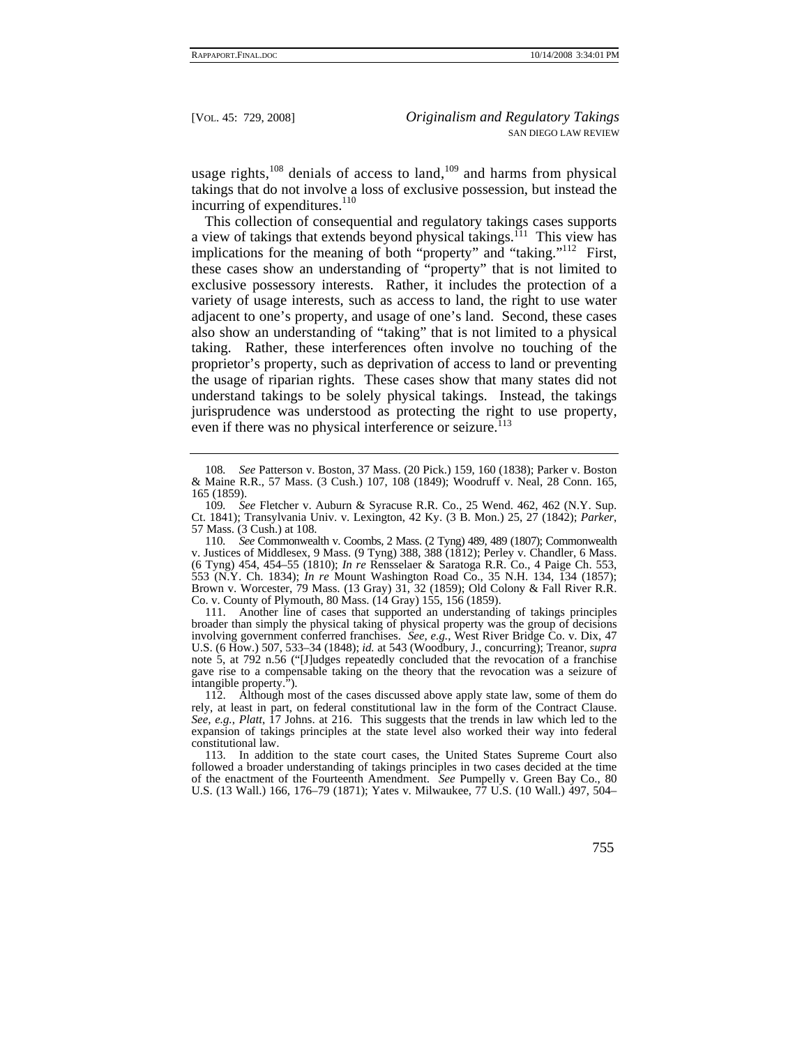usage rights,[108] denials of access to land,[109] and harms from physical takings that do not involve a loss of exclusive possession, but instead the incurring of expenditures.[110]

This collection of consequential and regulatory takings cases supports a view of takings that extends beyond physical takings.[111] This view has implications for the meaning of both "property" and "taking."[112] First, these cases show an understanding of "property" that is not limited to exclusive possessory interests. Rather, it includes the protection of a variety of usage interests, such as access to land, the right to use water adjacent to one's property, and usage of one's land. Second, these cases also show an understanding of "taking" that is not limited to a physical taking. Rather, these interferences often involve no touching of the proprietor's property, such as deprivation of access to land or preventing the usage of riparian rights. These cases show that many states did not understand takings to be solely physical takings. Instead, the takings jurisprudence was understood as protecting the right to use property, even if there was no physical interference or seizure.[113]

---

108. *See* Patterson v. Boston, 37 Mass. (20 Pick.) 159, 160 (1838); Parker v. Boston & Maine R.R., 57 Mass. (3 Cush.) 107, 108 (1849); Woodruff v. Neal, 28 Conn. 165, 165 (1859).

109. *See* Fletcher v. Auburn & Syracuse R.R. Co., 25 Wend. 462, 462 (N.Y. Sup. Ct. 1841); Transylvania Univ. v. Lexington, 42 Ky. (3 B. Mon.) 25, 27 (1842); *Parker*, 57 Mass. (3 Cush.) at 108.

110. *See* Commonwealth v. Coombs, 2 Mass. (2 Tyng) 489, 489 (1807); Commonwealth v. Justices of Middlesex, 9 Mass. (9 Tyng) 388, 388 (1812); Perley v. Chandler, 6 Mass. (6 Tyng) 454, 454–55 (1810); *In re* Rensselaer & Saratoga R.R. Co., 4 Paige Ch. 553, 553 (N.Y. Ch. 1834); *In re* Mount Washington Road Co., 35 N.H. 134, 134 (1857); Brown v. Worcester, 79 Mass. (13 Gray) 31, 32 (1859); Old Colony & Fall River R.R. Co. v. County of Plymouth, 80 Mass. (14 Gray) 155, 156 (1859).

111. Another line of cases that supported an understanding of takings principles broader than simply the physical taking of physical property was the group of decisions involving government conferred franchises. *See, e.g.*, West River Bridge Co. v. Dix, 47 U.S. (6 How.) 507, 533–34 (1848); *id.* at 543 (Woodbury, J., concurring); Treanor, *supra* note 5, at 792 n.56 ("[J]udges repeatedly concluded that the revocation of a franchise gave rise to a compensable taking on the theory that the revocation was a seizure of intangible property.").

112. Although most of the cases discussed above apply state law, some of them do rely, at least in part, on federal constitutional law in the form of the Contract Clause. *See, e.g.*, *Platt*, 17 Johns. at 216. This suggests that the trends in law which led to the expansion of takings principles at the state level also worked their way into federal constitutional law.

113. In addition to the state court cases, the United States Supreme Court also followed a broader understanding of takings principles in two cases decided at the time of the enactment of the Fourteenth Amendment. *See* Pumpelly v. Green Bay Co., 80 U.S. (13 Wall.) 166, 176–79 (1871); Yates v. Milwaukee, 77 U.S. (10 Wall.) 497, 504–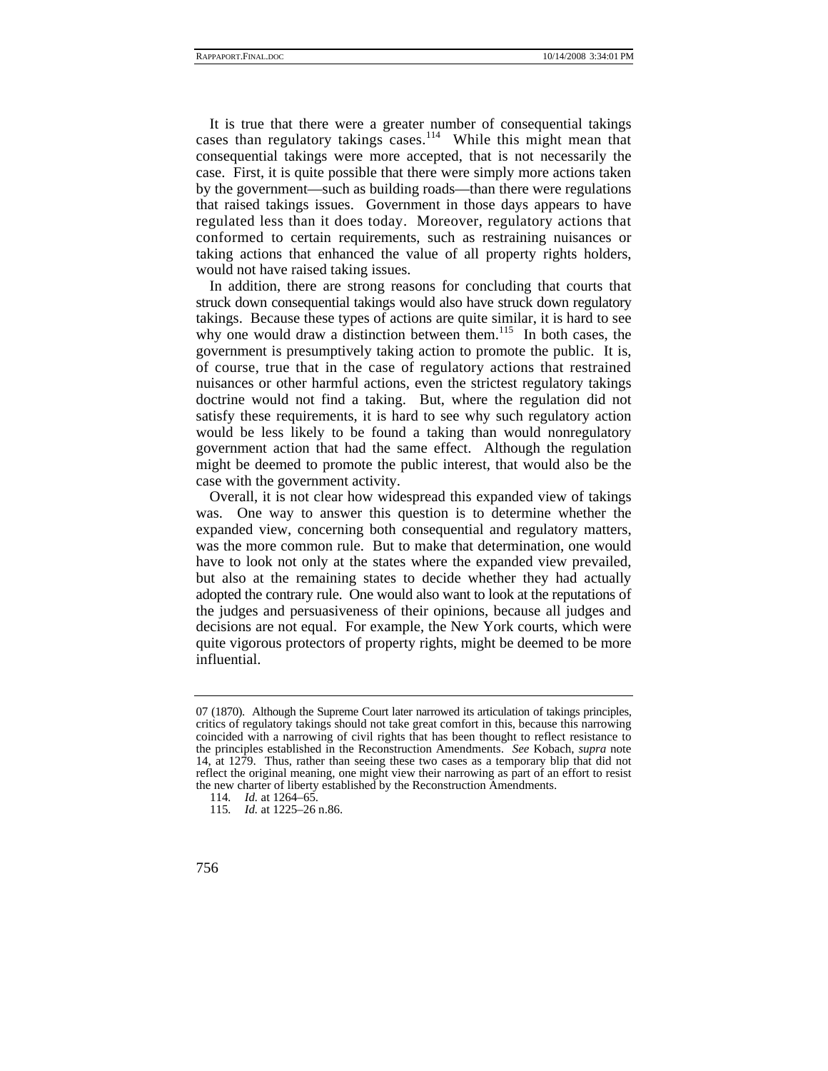It is true that there were a greater number of consequential takings cases than regulatory takings cases.[114] While this might mean that consequential takings were more accepted, that is not necessarily the case. First, it is quite possible that there were simply more actions taken by the government—such as building roads—than there were regulations that raised takings issues. Government in those days appears to have regulated less than it does today. Moreover, regulatory actions that conformed to certain requirements, such as restraining nuisances or taking actions that enhanced the value of all property rights holders, would not have raised taking issues.

In addition, there are strong reasons for concluding that courts that struck down consequential takings would also have struck down regulatory takings. Because these types of actions are quite similar, it is hard to see why one would draw a distinction between them.[115] In both cases, the government is presumptively taking action to promote the public. It is, of course, true that in the case of regulatory actions that restrained nuisances or other harmful actions, even the strictest regulatory takings doctrine would not find a taking. But, where the regulation did not satisfy these requirements, it is hard to see why such regulatory action would be less likely to be found a taking than would nonregulatory government action that had the same effect. Although the regulation might be deemed to promote the public interest, that would also be the case with the government activity.

Overall, it is not clear how widespread this expanded view of takings was. One way to answer this question is to determine whether the expanded view, concerning both consequential and regulatory matters, was the more common rule. But to make that determination, one would have to look not only at the states where the expanded view prevailed, but also at the remaining states to decide whether they had actually adopted the contrary rule. One would also want to look at the reputations of the judges and persuasiveness of their opinions, because all judges and decisions are not equal. For example, the New York courts, which were quite vigorous protectors of property rights, might be deemed to be more influential.

---

07 (1870). Although the Supreme Court later narrowed its articulation of takings principles, critics of regulatory takings should not take great comfort in this, because this narrowing coincided with a narrowing of civil rights that has been thought to reflect resistance to the principles established in the Reconstruction Amendments. *See* Kobach, *supra* note 14, at 1279. Thus, rather than seeing these two cases as a temporary blip that did not reflect the original meaning, one might view their narrowing as part of an effort to resist the new charter of liberty established by the Reconstruction Amendments.

114. *Id.* at 1264–65.

115. *Id.* at 1225–26 n.86.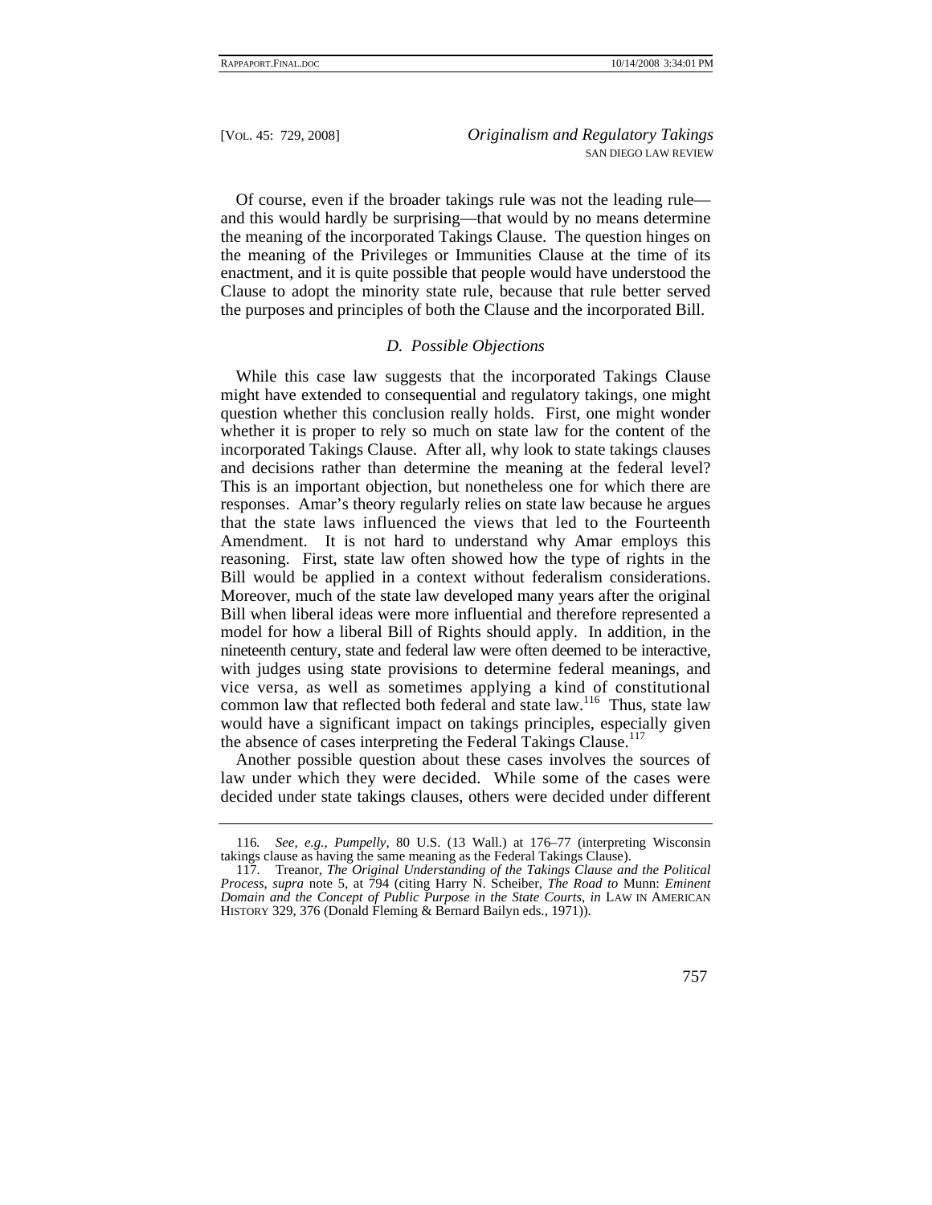Of course, even if the broader takings rule was not the leading rule—and this would hardly be surprising—that would by no means determine the meaning of the incorporated Takings Clause. The question hinges on the meaning of the Privileges or Immunities Clause at the time of its enactment, and it is quite possible that people would have understood the Clause to adopt the minority state rule, because that rule better served the purposes and principles of both the Clause and the incorporated Bill.

### *D. Possible Objections*

While this case law suggests that the incorporated Takings Clause might have extended to consequential and regulatory takings, one might question whether this conclusion really holds. First, one might wonder whether it is proper to rely so much on state law for the content of the incorporated Takings Clause. After all, why look to state takings clauses and decisions rather than determine the meaning at the federal level? This is an important objection, but nonetheless one for which there are responses. Amar's theory regularly relies on state law because he argues that the state laws influenced the views that led to the Fourteenth Amendment. It is not hard to understand why Amar employs this reasoning. First, state law often showed how the type of rights in the Bill would be applied in a context without federalism considerations. Moreover, much of the state law developed many years after the original Bill when liberal ideas were more influential and therefore represented a model for how a liberal Bill of Rights should apply. In addition, in the nineteenth century, state and federal law were often deemed to be interactive, with judges using state provisions to determine federal meanings, and vice versa, as well as sometimes applying a kind of constitutional common law that reflected both federal and state law.[116] Thus, state law would have a significant impact on takings principles, especially given the absence of cases interpreting the Federal Takings Clause.[117]

Another possible question about these cases involves the sources of law under which they were decided. While some of the cases were decided under state takings clauses, others were decided under different

---

116. *See, e.g.*, *Pumpelly*, 80 U.S. (13 Wall.) at 176–77 (interpreting Wisconsin takings clause as having the same meaning as the Federal Takings Clause).

117. Treanor, *The Original Understanding of the Takings Clause and the Political Process*, *supra* note 5, at 794 (citing Harry N. Scheiber, *The Road to* Munn: *Eminent Domain and the Concept of Public Purpose in the State Courts*, *in* LAW IN AMERICAN HISTORY 329, 376 (Donald Fleming & Bernard Bailyn eds., 1971)).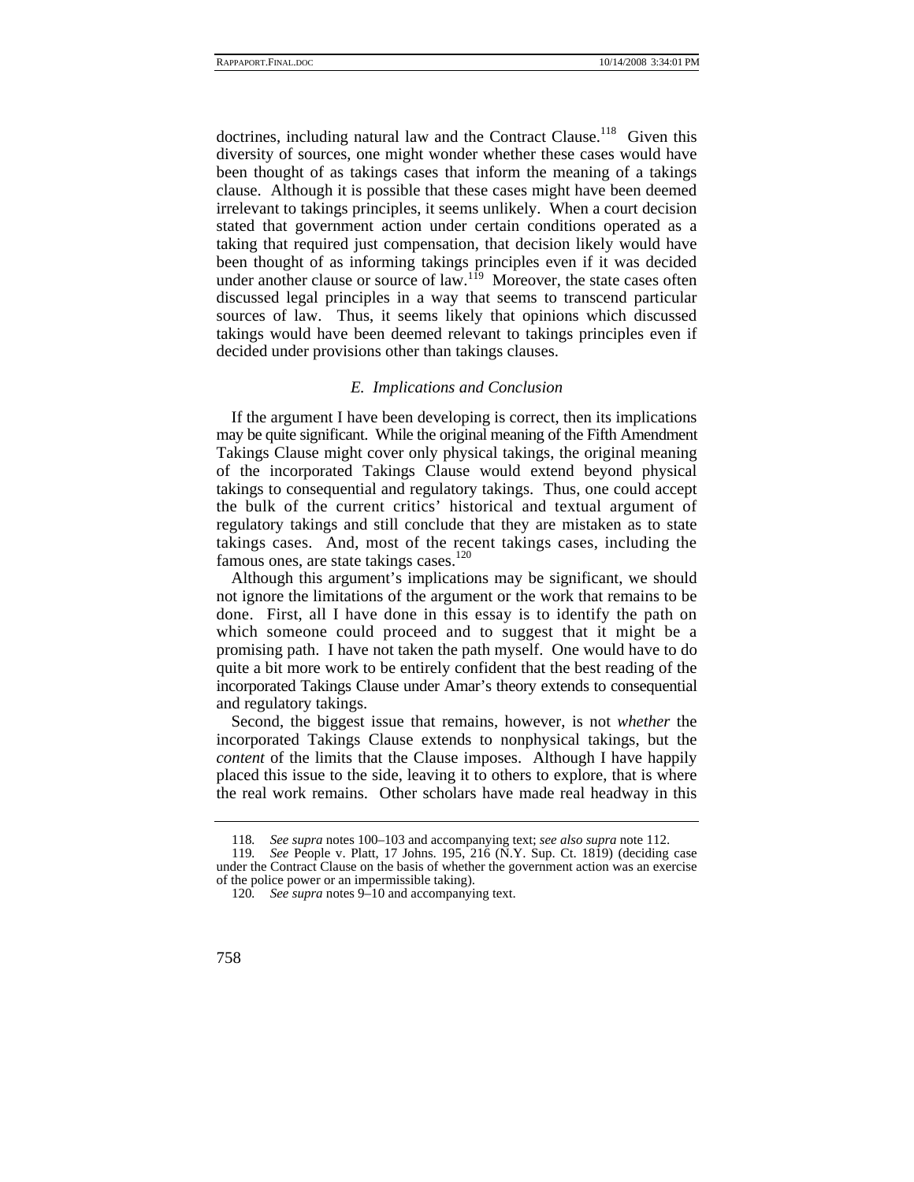doctrines, including natural law and the Contract Clause.[118] Given this diversity of sources, one might wonder whether these cases would have been thought of as takings cases that inform the meaning of a takings clause. Although it is possible that these cases might have been deemed irrelevant to takings principles, it seems unlikely. When a court decision stated that government action under certain conditions operated as a taking that required just compensation, that decision likely would have been thought of as informing takings principles even if it was decided under another clause or source of law.[119] Moreover, the state cases often discussed legal principles in a way that seems to transcend particular sources of law. Thus, it seems likely that opinions which discussed takings would have been deemed relevant to takings principles even if decided under provisions other than takings clauses.

### *E. Implications and Conclusion*

If the argument I have been developing is correct, then its implications may be quite significant. While the original meaning of the Fifth Amendment Takings Clause might cover only physical takings, the original meaning of the incorporated Takings Clause would extend beyond physical takings to consequential and regulatory takings. Thus, one could accept the bulk of the current critics' historical and textual argument of regulatory takings and still conclude that they are mistaken as to state takings cases. And, most of the recent takings cases, including the famous ones, are state takings cases.[120]

Although this argument's implications may be significant, we should not ignore the limitations of the argument or the work that remains to be done. First, all I have done in this essay is to identify the path on which someone could proceed and to suggest that it might be a promising path. I have not taken the path myself. One would have to do quite a bit more work to be entirely confident that the best reading of the incorporated Takings Clause under Amar's theory extends to consequential and regulatory takings.

Second, the biggest issue that remains, however, is not *whether* the incorporated Takings Clause extends to nonphysical takings, but the *content* of the limits that the Clause imposes. Although I have happily placed this issue to the side, leaving it to others to explore, that is where the real work remains. Other scholars have made real headway in this

---

118. *See supra* notes 100–103 and accompanying text; *see also supra* note 112.

119. *See* People v. Platt, 17 Johns. 195, 216 (N.Y. Sup. Ct. 1819) (deciding case under the Contract Clause on the basis of whether the government action was an exercise of the police power or an impermissible taking).

120. *See supra* notes 9–10 and accompanying text.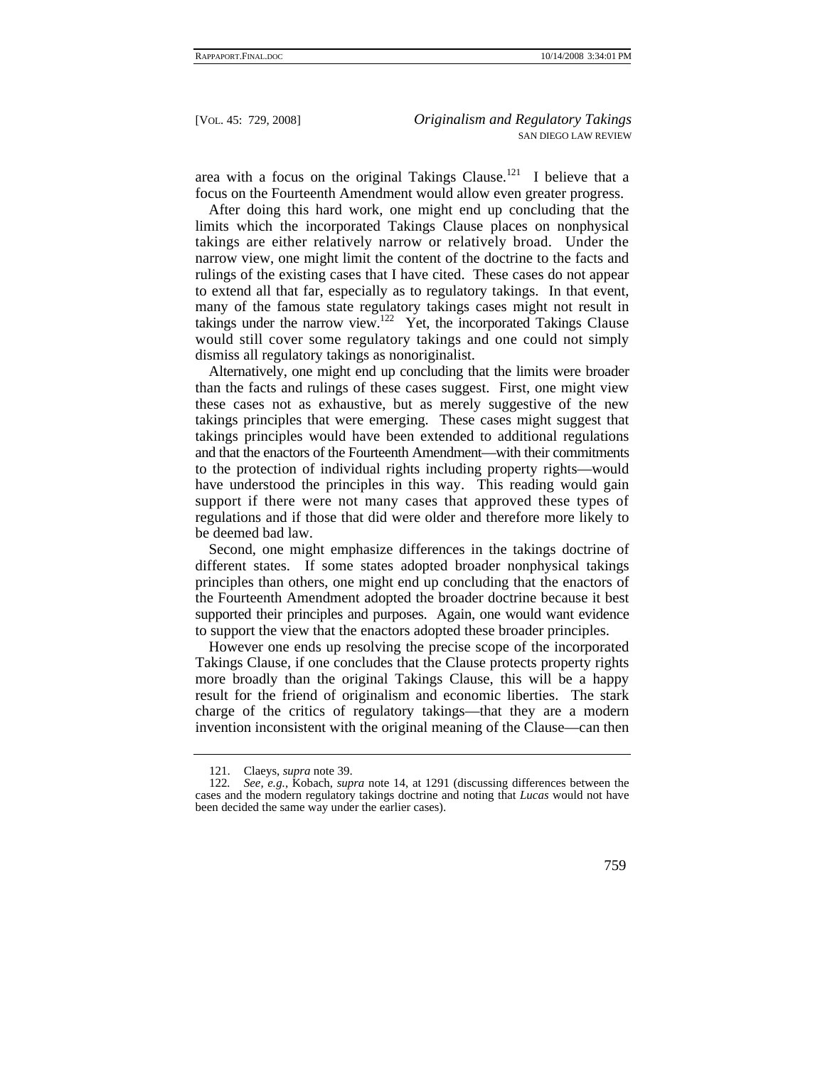area with a focus on the original Takings Clause.[121] I believe that a focus on the Fourteenth Amendment would allow even greater progress.

After doing this hard work, one might end up concluding that the limits which the incorporated Takings Clause places on nonphysical takings are either relatively narrow or relatively broad. Under the narrow view, one might limit the content of the doctrine to the facts and rulings of the existing cases that I have cited. These cases do not appear to extend all that far, especially as to regulatory takings. In that event, many of the famous state regulatory takings cases might not result in takings under the narrow view.[122] Yet, the incorporated Takings Clause would still cover some regulatory takings and one could not simply dismiss all regulatory takings as nonoriginalist.

Alternatively, one might end up concluding that the limits were broader than the facts and rulings of these cases suggest. First, one might view these cases not as exhaustive, but as merely suggestive of the new takings principles that were emerging. These cases might suggest that takings principles would have been extended to additional regulations and that the enactors of the Fourteenth Amendment—with their commitments to the protection of individual rights including property rights—would have understood the principles in this way. This reading would gain support if there were not many cases that approved these types of regulations and if those that did were older and therefore more likely to be deemed bad law.

Second, one might emphasize differences in the takings doctrine of different states. If some states adopted broader nonphysical takings principles than others, one might end up concluding that the enactors of the Fourteenth Amendment adopted the broader doctrine because it best supported their principles and purposes. Again, one would want evidence to support the view that the enactors adopted these broader principles.

However one ends up resolving the precise scope of the incorporated Takings Clause, if one concludes that the Clause protects property rights more broadly than the original Takings Clause, this will be a happy result for the friend of originalism and economic liberties. The stark charge of the critics of regulatory takings—that they are a modern invention inconsistent with the original meaning of the Clause—can then

---

121. Claeys, *supra* note 39.

122. *See, e.g.*, Kobach, *supra* note 14, at 1291 (discussing differences between the cases and the modern regulatory takings doctrine and noting that *Lucas* would not have been decided the same way under the earlier cases).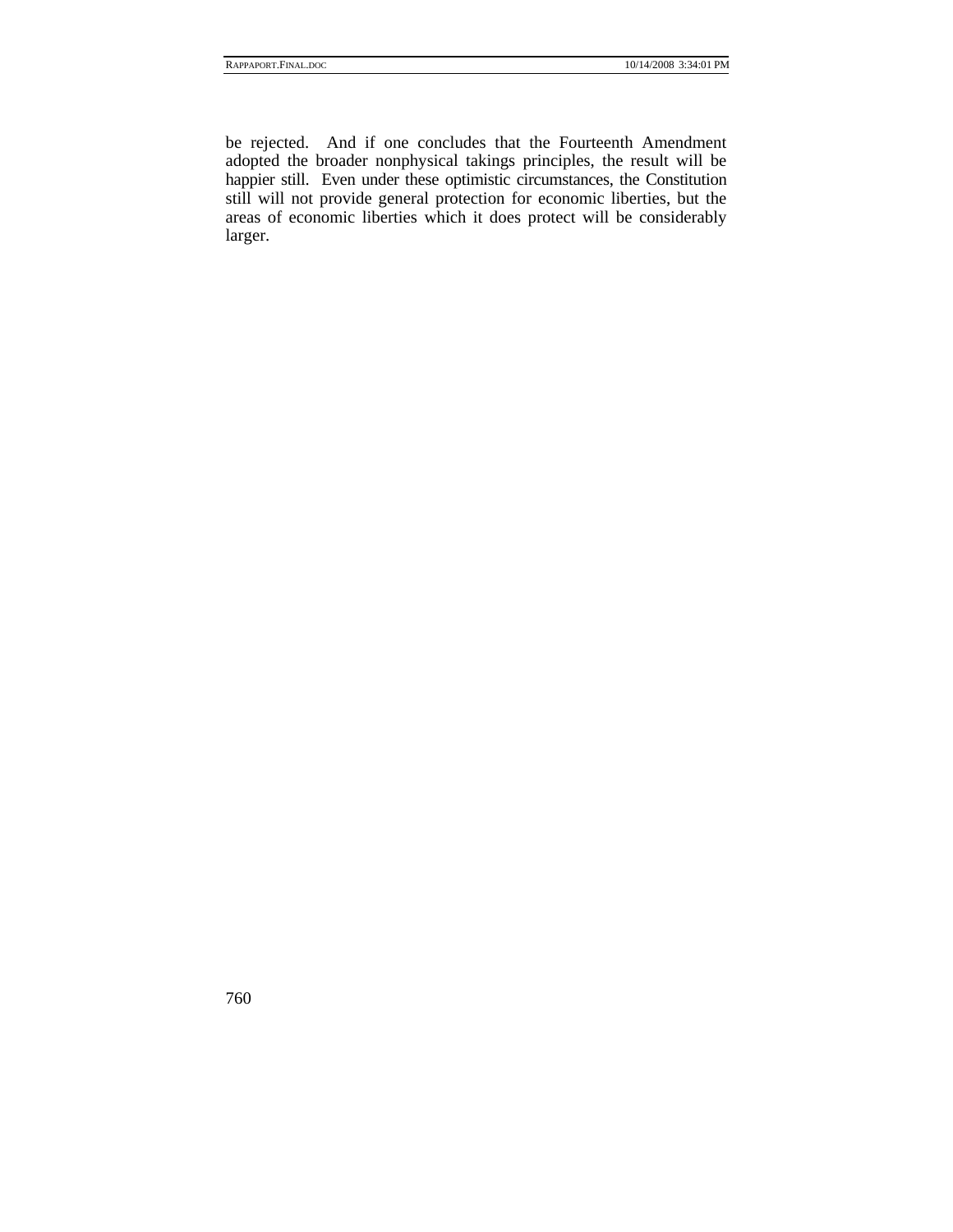be rejected. And if one concludes that the Fourteenth Amendment adopted the broader nonphysical takings principles, the result will be happier still. Even under these optimistic circumstances, the Constitution still will not provide general protection for economic liberties, but the areas of economic liberties which it does protect will be considerably larger.